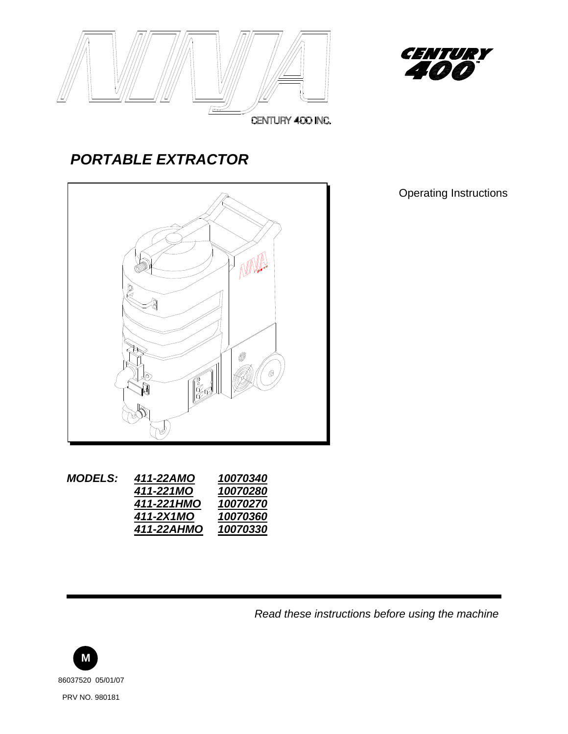NINJA

CENTURY 400 INC.

CENTURY 400™

# PORTABLE EXTRACTOR

Operating Instructions

| MODELS: | | |
|---|---|---|
| | ***411-22AMO*** | ***10070340*** |
| | ***411-221MO*** | ***10070280*** |
| | ***411-221HMO*** | ***10070270*** |
| | ***411-2X1MO*** | ***10070360*** |
| | ***411-22AHMO*** | ***10070330*** |

*Read these instructions before using the machine*

M

86037520 05/01/07

PRV NO. 980181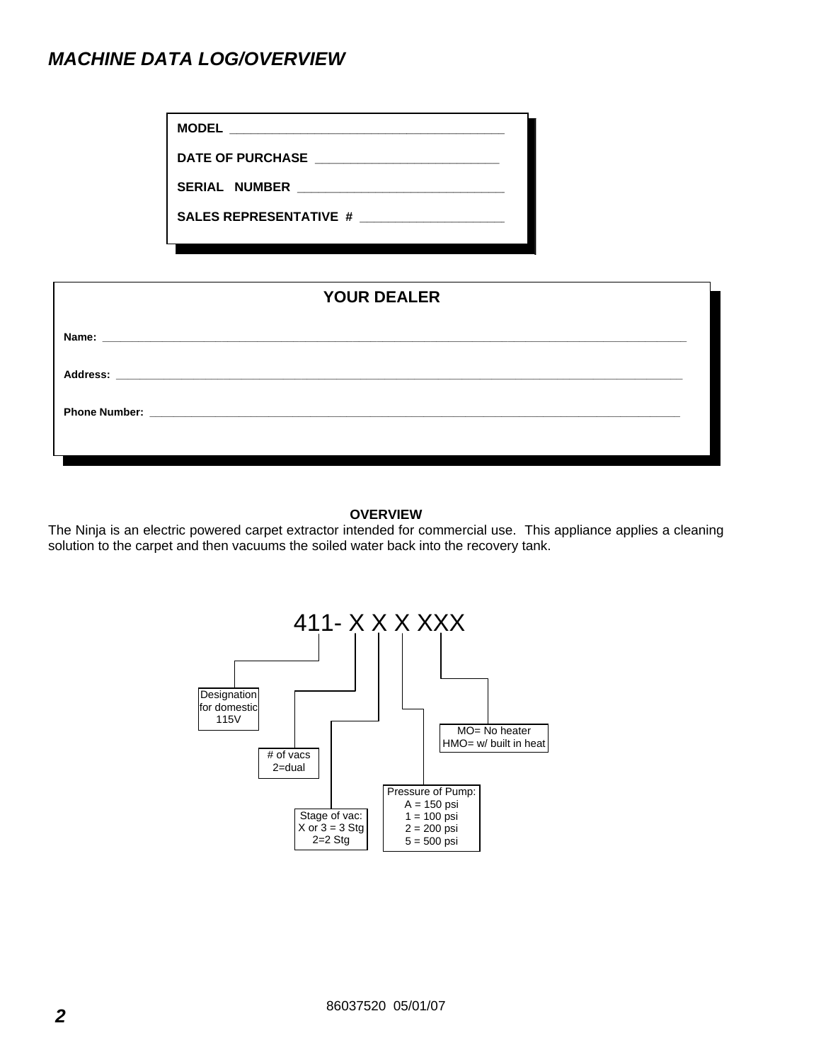## *MACHINE DATA LOG/OVERVIEW*

**MODEL** _______________________________________

**DATE OF PURCHASE** __________________________

**SERIAL NUMBER** ______________________________

**SALES REPRESENTATIVE #** ____________________

### YOUR DEALER

**Name:** ____________________________________________________________

**Address:** __________________________________________________________

**Phone Number:** _____________________________________________________

**OVERVIEW**

The Ninja is an electric powered carpet extractor intended for commercial use. This appliance applies a cleaning solution to the carpet and then vacuums the soiled water back into the recovery tank.

411- X X X XXX

- 411 — Designation for domestic 115V
- X (first) — # of vacs: 2=dual
- X (second) — Stage of vac: X or 3 = 3 Stg, 2=2 Stg
- X (third) — Pressure of Pump: A = 150 psi, 1 = 100 psi, 2 = 200 psi, 5 = 500 psi
- XXX — MO= No heater, HMO= w/ built in heat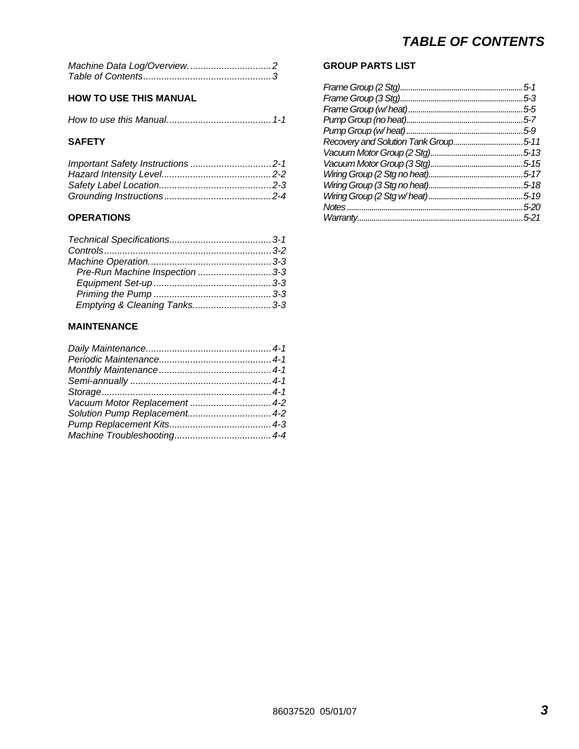# TABLE OF CONTENTS

*Machine Data Log/Overview................................2*
*Table of Contents.................................................3*

## HOW TO USE THIS MANUAL

*How to use this Manual........................................1-1*

## SAFETY

*Important Safety Instructions ...............................2-1*
*Hazard Intensity Level..........................................2-2*
*Safety Label Location...........................................2-3*
*Grounding Instructions.........................................2-4*

## OPERATIONS

*Technical Specifications.......................................3-1*
*Controls................................................................3-2*
*Machine Operation...............................................3-3*
*Pre-Run Machine Inspection ............................3-3*
*Equipment Set-up .............................................3-3*
*Priming the Pump .............................................3-3*
*Emptying & Cleaning Tanks..............................3-3*

## MAINTENANCE

*Daily Maintenance................................................4-1*
*Periodic Maintenance...........................................4-1*
*Monthly Maintenance...........................................4-1*
*Semi-annually ......................................................4-1*
*Storage.................................................................4-1*
*Vacuum Motor Replacement ...............................4-2*
*Solution Pump Replacement................................4-2*
*Pump Replacement Kits.......................................4-3*
*Machine Troubleshooting.....................................4-4*

## GROUP PARTS LIST

*Frame Group (2 Stg)............................................................5-1*
*Frame Group (3 Stg)............................................................5-3*
*Frame Group (w/ heat)........................................................5-5*
*Pump Group (no heat).........................................................5-7*
*Pump Group (w/ heat).........................................................5-9*
*Recovery and Solution Tank Group..................................5-11*
*Vacuum Motor Group (2 Stg).............................................5-13*
*Vacuum Motor Group (3 Stg).............................................5-15*
*Wiring Group (2 Stg no heat).............................................5-17*
*Wiring Group (3 Stg no heat).............................................5-18*
*Wiring Group (2 Stg w/ heat).............................................5-19*
*Notes.....................................................................................5-20*
*Warranty...............................................................................5-21*

86037520 05/01/07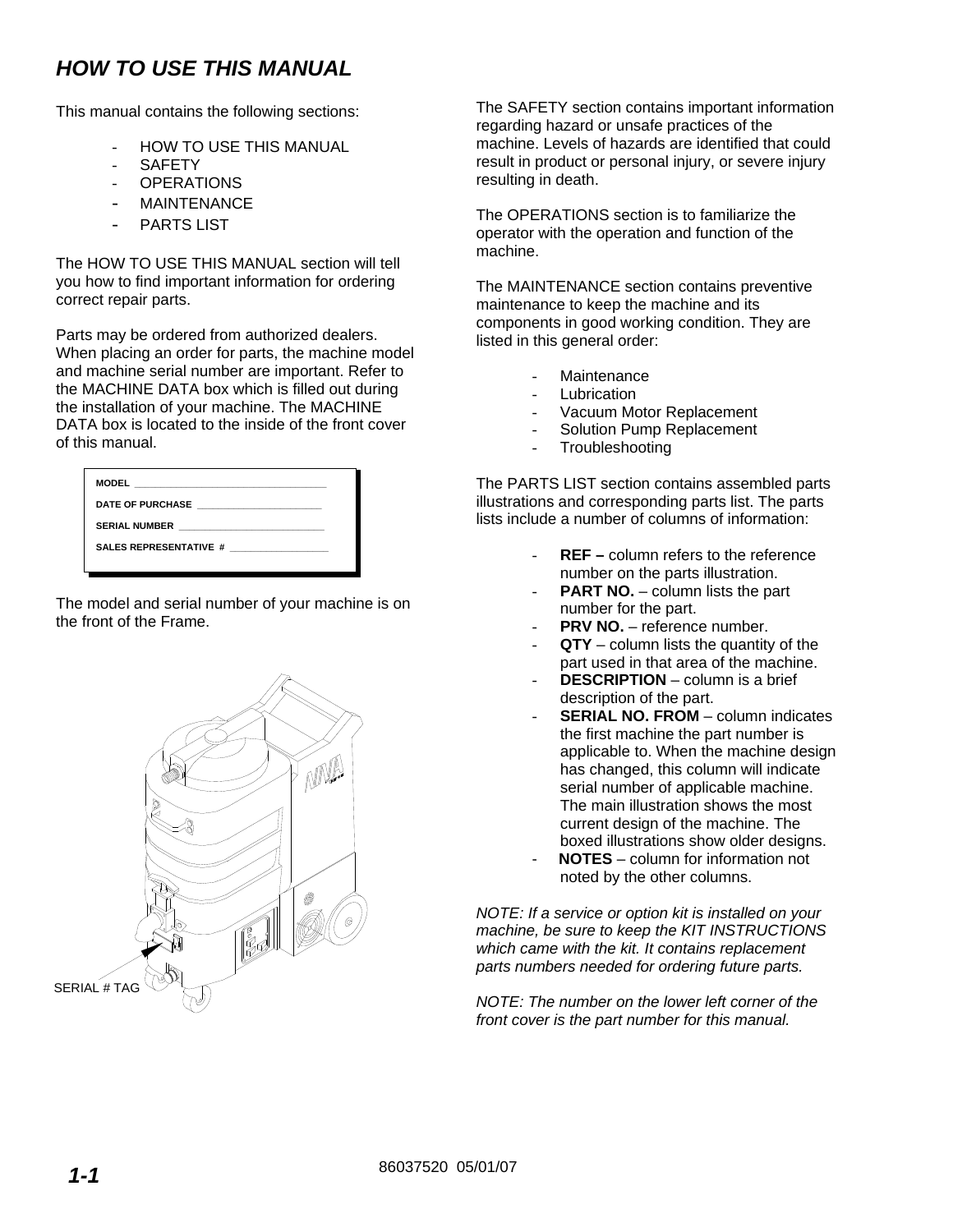# HOW TO USE THIS MANUAL

This manual contains the following sections:

- HOW TO USE THIS MANUAL
- SAFETY
- OPERATIONS
- MAINTENANCE
- PARTS LIST

The HOW TO USE THIS MANUAL section will tell you how to find important information for ordering correct repair parts.

Parts may be ordered from authorized dealers. When placing an order for parts, the machine model and machine serial number are important. Refer to the MACHINE DATA box which is filled out during the installation of your machine. The MACHINE DATA box is located to the inside of the front cover of this manual.

MODEL \_\_\_\_\_\_\_\_\_\_\_\_\_\_\_\_\_\_\_\_\_\_\_\_\_\_\_\_\_\_\_\_

DATE OF PURCHASE \_\_\_\_\_\_\_\_\_\_\_\_\_\_\_\_\_\_\_\_\_\_

SERIAL NUMBER \_\_\_\_\_\_\_\_\_\_\_\_\_\_\_\_\_\_\_\_\_\_\_\_\_

SALES REPRESENTATIVE # \_\_\_\_\_\_\_\_\_\_\_\_\_\_\_\_\_\_

The model and serial number of your machine is on the front of the Frame.

SERIAL # TAG

The SAFETY section contains important information regarding hazard or unsafe practices of the machine. Levels of hazards are identified that could result in product or personal injury, or severe injury resulting in death.

The OPERATIONS section is to familiarize the operator with the operation and function of the machine.

The MAINTENANCE section contains preventive maintenance to keep the machine and its components in good working condition. They are listed in this general order:

- Maintenance
- Lubrication
- Vacuum Motor Replacement
- Solution Pump Replacement
- Troubleshooting

The PARTS LIST section contains assembled parts illustrations and corresponding parts list. The parts lists include a number of columns of information:

- **REF –** column refers to the reference number on the parts illustration.
- **PART NO.** – column lists the part number for the part.
- **PRV NO.** – reference number.
- **QTY** – column lists the quantity of the part used in that area of the machine.
- **DESCRIPTION** – column is a brief description of the part.
- **SERIAL NO. FROM** – column indicates the first machine the part number is applicable to. When the machine design has changed, this column will indicate serial number of applicable machine. The main illustration shows the most current design of the machine. The boxed illustrations show older designs.
- **NOTES** – column for information not noted by the other columns.

*NOTE: If a service or option kit is installed on your machine, be sure to keep the KIT INSTRUCTIONS which came with the kit. It contains replacement parts numbers needed for ordering future parts.*

*NOTE: The number on the lower left corner of the front cover is the part number for this manual.*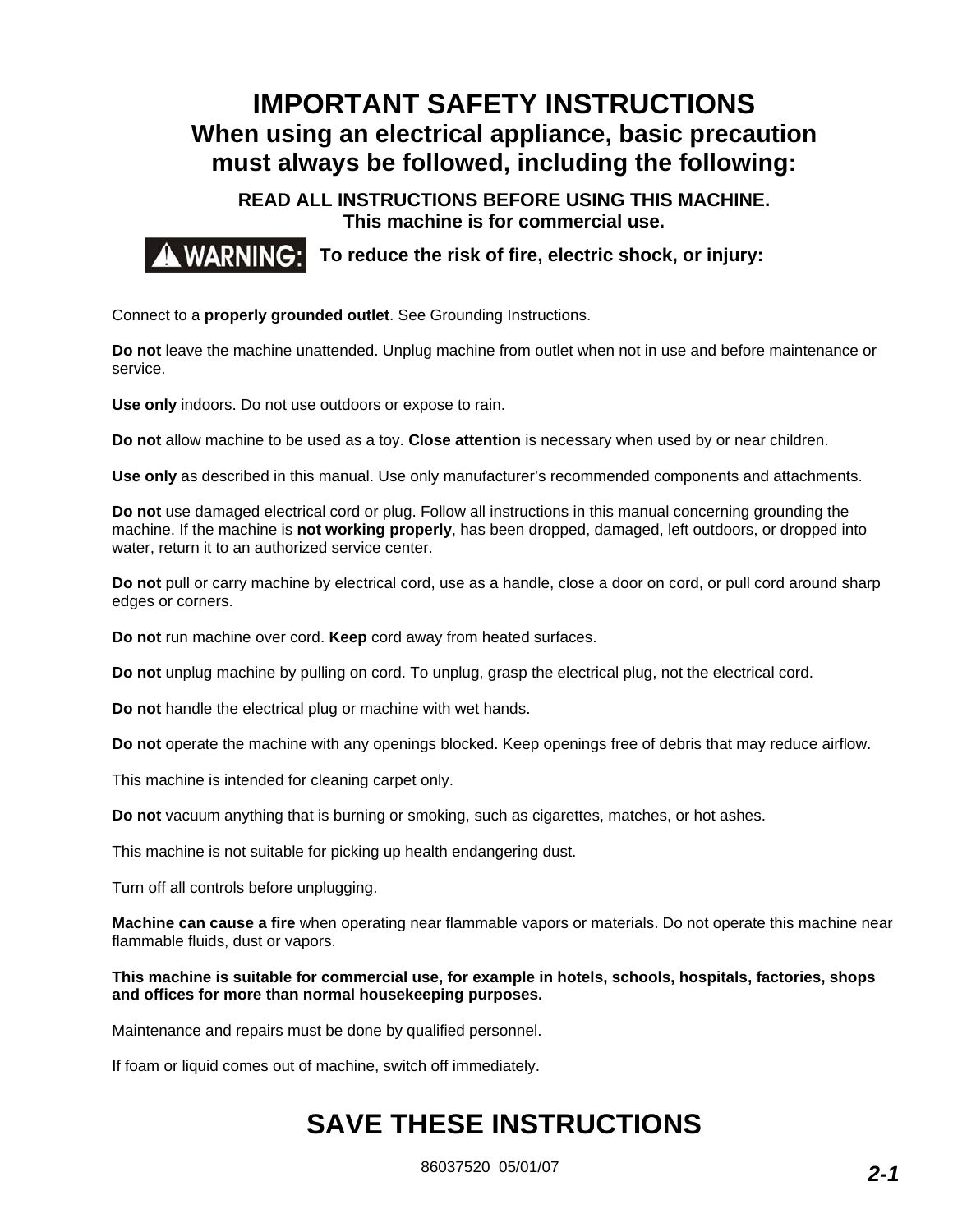# IMPORTANT SAFETY INSTRUCTIONS

## When using an electrical appliance, basic precaution must always be followed, including the following:

**READ ALL INSTRUCTIONS BEFORE USING THIS MACHINE.**
**This machine is for commercial use.**

**⚠ WARNING: To reduce the risk of fire, electric shock, or injury:**

Connect to a **properly grounded outlet**. See Grounding Instructions.

**Do not** leave the machine unattended. Unplug machine from outlet when not in use and before maintenance or service.

**Use only** indoors. Do not use outdoors or expose to rain.

**Do not** allow machine to be used as a toy. **Close attention** is necessary when used by or near children.

**Use only** as described in this manual. Use only manufacturer's recommended components and attachments.

**Do not** use damaged electrical cord or plug. Follow all instructions in this manual concerning grounding the machine. If the machine is **not working properly**, has been dropped, damaged, left outdoors, or dropped into water, return it to an authorized service center.

**Do not** pull or carry machine by electrical cord, use as a handle, close a door on cord, or pull cord around sharp edges or corners.

**Do not** run machine over cord. **Keep** cord away from heated surfaces.

**Do not** unplug machine by pulling on cord. To unplug, grasp the electrical plug, not the electrical cord.

**Do not** handle the electrical plug or machine with wet hands.

**Do not** operate the machine with any openings blocked. Keep openings free of debris that may reduce airflow.

This machine is intended for cleaning carpet only.

**Do not** vacuum anything that is burning or smoking, such as cigarettes, matches, or hot ashes.

This machine is not suitable for picking up health endangering dust.

Turn off all controls before unplugging.

**Machine can cause a fire** when operating near flammable vapors or materials. Do not operate this machine near flammable fluids, dust or vapors.

**This machine is suitable for commercial use, for example in hotels, schools, hospitals, factories, shops and offices for more than normal housekeeping purposes.**

Maintenance and repairs must be done by qualified personnel.

If foam or liquid comes out of machine, switch off immediately.

# SAVE THESE INSTRUCTIONS

86037520 05/01/07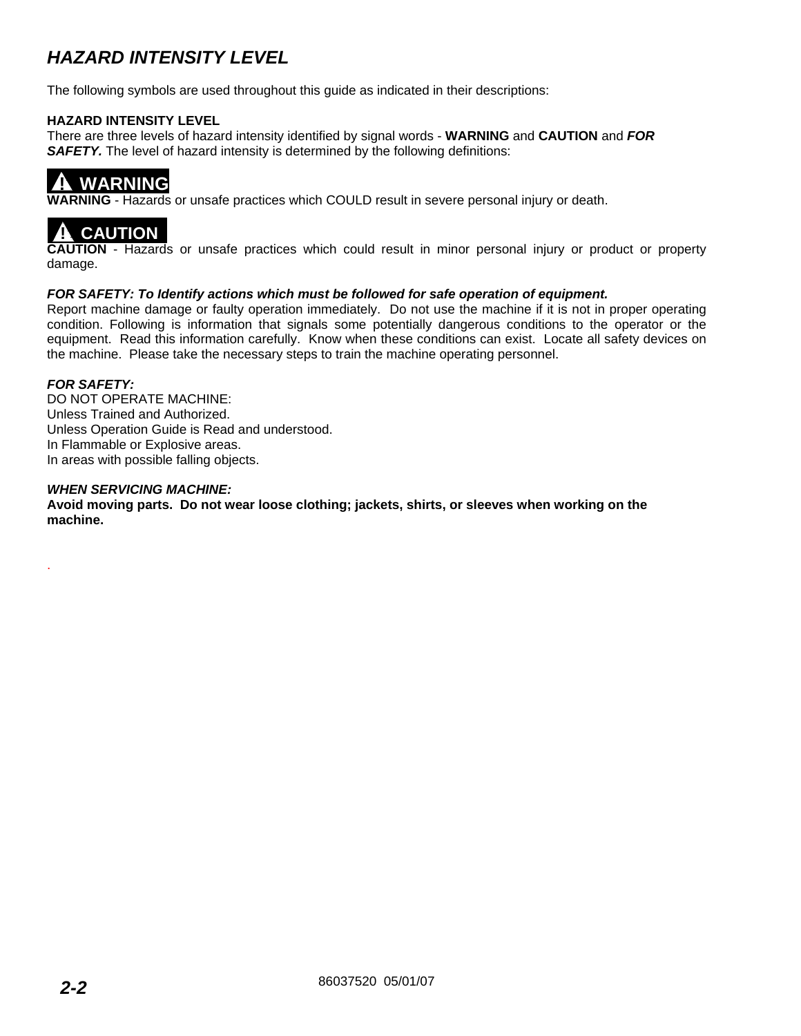# *HAZARD INTENSITY LEVEL*

The following symbols are used throughout this guide as indicated in their descriptions:

**HAZARD INTENSITY LEVEL**
There are three levels of hazard intensity identified by signal words - **WARNING** and **CAUTION** and ***FOR SAFETY.*** The level of hazard intensity is determined by the following definitions:

**⚠ WARNING**

**WARNING** - Hazards or unsafe practices which COULD result in severe personal injury or death.

**⚠ CAUTION**

**CAUTION** - Hazards or unsafe practices which could result in minor personal injury or product or property damage.

***FOR SAFETY: To Identify actions which must be followed for safe operation of equipment.***
Report machine damage or faulty operation immediately. Do not use the machine if it is not in proper operating condition. Following is information that signals some potentially dangerous conditions to the operator or the equipment. Read this information carefully. Know when these conditions can exist. Locate all safety devices on the machine. Please take the necessary steps to train the machine operating personnel.

***FOR SAFETY:***
DO NOT OPERATE MACHINE:
Unless Trained and Authorized.
Unless Operation Guide is Read and understood.
In Flammable or Explosive areas.
In areas with possible falling objects.

***WHEN SERVICING MACHINE:***
**Avoid moving parts. Do not wear loose clothing; jackets, shirts, or sleeves when working on the machine.**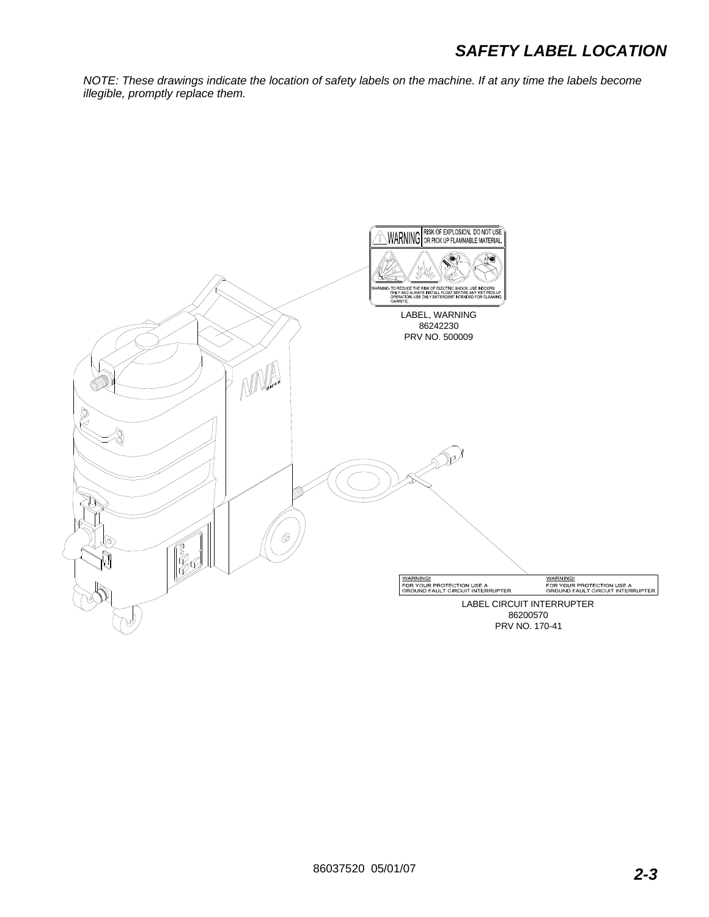# SAFETY LABEL LOCATION

*NOTE: These drawings indicate the location of safety labels on the machine. If at any time the labels become illegible, promptly replace them.*

WARNING RISK OF EXPLOSION. DO NOT USE OR PICK UP FLAMMABLE MATERIAL.

WARNING: TO REDUCE THE RISK OF ELECTRIC SHOCK, USE INDOORS ONLY AND ALWAYS INSTALL FLOAT BEFORE ANY WET PICK-UP OPERATION. USE ONLY DETERGENT INTENDED FOR CLEANING CARPETS.

LABEL, WARNING
86242230
PRV NO. 500009

WARNING!
FOR YOUR PROTECTION USE A GROUND FAULT CIRCUIT INTERRUPTER

WARNING!
FOR YOUR PROTECTION USE A GROUND FAULT CIRCUIT INTERRUPTER

LABEL CIRCUIT INTERRUPTER
86200570
PRV NO. 170-41

86037520 05/01/07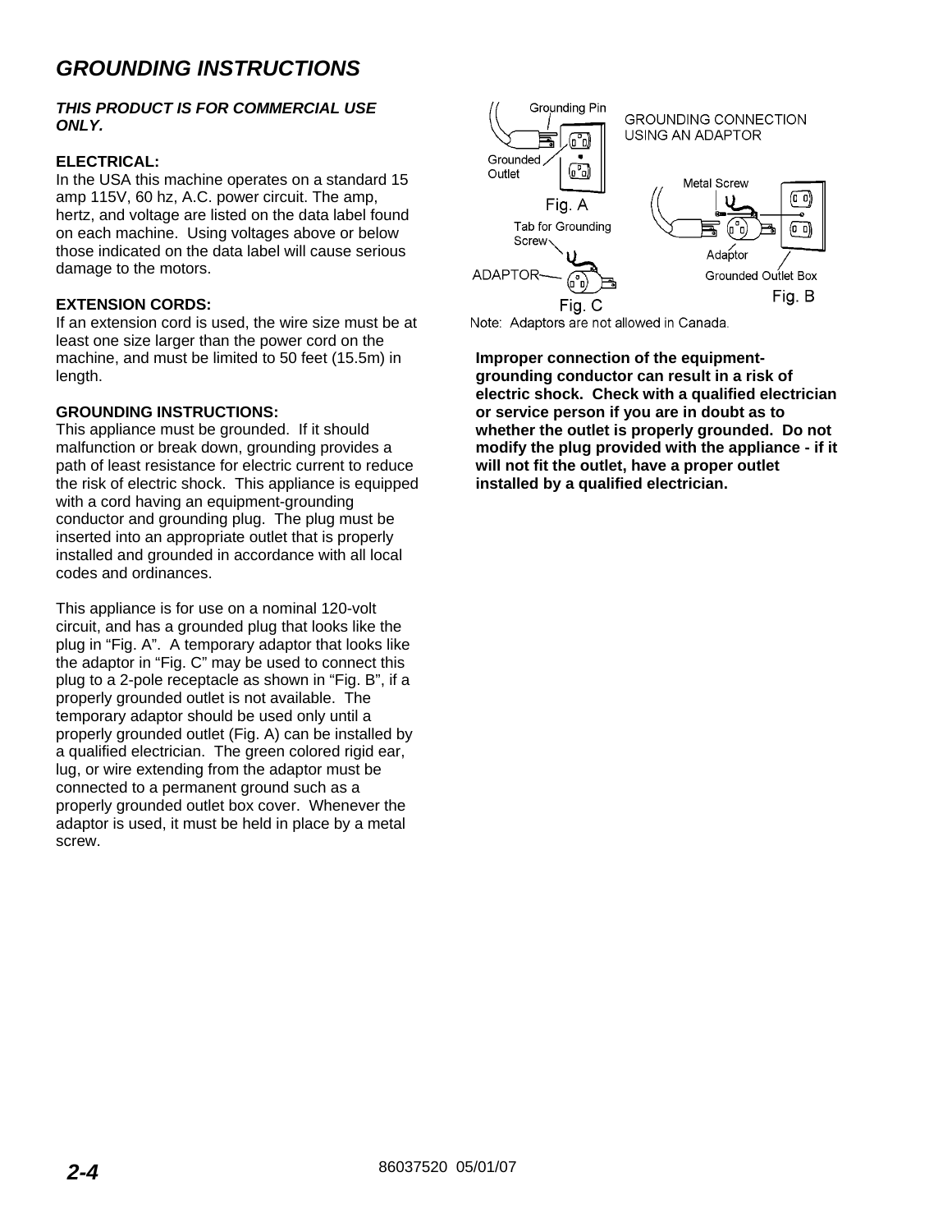## *GROUNDING INSTRUCTIONS*

***THIS PRODUCT IS FOR COMMERCIAL USE ONLY.***

**ELECTRICAL:**
In the USA this machine operates on a standard 15 amp 115V, 60 hz, A.C. power circuit. The amp, hertz, and voltage are listed on the data label found on each machine. Using voltages above or below those indicated on the data label will cause serious damage to the motors.

**EXTENSION CORDS:**
If an extension cord is used, the wire size must be at least one size larger than the power cord on the machine, and must be limited to 50 feet (15.5m) in length.

**GROUNDING INSTRUCTIONS:**
This appliance must be grounded. If it should malfunction or break down, grounding provides a path of least resistance for electric current to reduce the risk of electric shock. This appliance is equipped with a cord having an equipment-grounding conductor and grounding plug. The plug must be inserted into an appropriate outlet that is properly installed and grounded in accordance with all local codes and ordinances.

This appliance is for use on a nominal 120-volt circuit, and has a grounded plug that looks like the plug in "Fig. A". A temporary adaptor that looks like the adaptor in "Fig. C" may be used to connect this plug to a 2-pole receptacle as shown in "Fig. B", if a properly grounded outlet is not available. The temporary adaptor should be used only until a properly grounded outlet (Fig. A) can be installed by a qualified electrician. The green colored rigid ear, lug, or wire extending from the adaptor must be connected to a permanent ground such as a properly grounded outlet box cover. Whenever the adaptor is used, it must be held in place by a metal screw.

GROUNDING CONNECTION USING AN ADAPTOR

Grounding Pin

Grounded Outlet

Fig. A

Metal Screw

Adaptor

Grounded Outlet Box

Fig. B

Tab for Grounding Screw

ADAPTOR

Fig. C

Note: Adaptors are not allowed in Canada.

**Improper connection of the equipment-grounding conductor can result in a risk of electric shock. Check with a qualified electrician or service person if you are in doubt as to whether the outlet is properly grounded. Do not modify the plug provided with the appliance - if it will not fit the outlet, have a proper outlet installed by a qualified electrician.**

86037520 05/01/07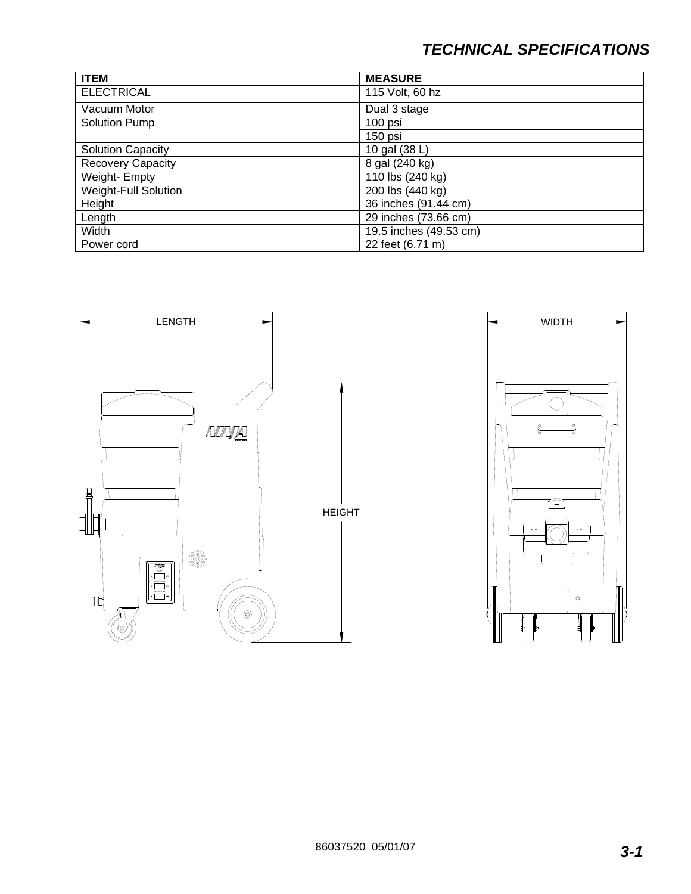# TECHNICAL SPECIFICATIONS

| ITEM | MEASURE |
|---|---|
| ELECTRICAL | 115 Volt, 60 hz |
| Vacuum Motor | Dual 3 stage |
| Solution Pump | 100 psi |
| | 150 psi |
| Solution Capacity | 10 gal (38 L) |
| Recovery Capacity | 8 gal (240 kg) |
| Weight- Empty | 110 lbs (240 kg) |
| Weight-Full Solution | 200 lbs (440 kg) |
| Height | 36 inches (91.44 cm) |
| Length | 29 inches (73.66 cm) |
| Width | 19.5 inches (49.53 cm) |
| Power cord | 22 feet (6.71 m) |

LENGTH

HEIGHT

WIDTH

86037520 05/01/07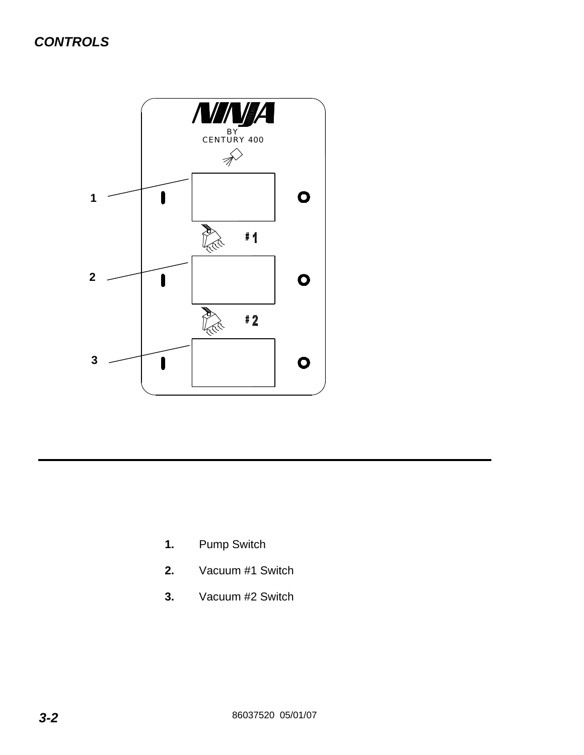## CONTROLS

NINJA
BY
CENTURY 400

1
2
3

#1
#2

1. Pump Switch
2. Vacuum #1 Switch
3. Vacuum #2 Switch

86037520 05/01/07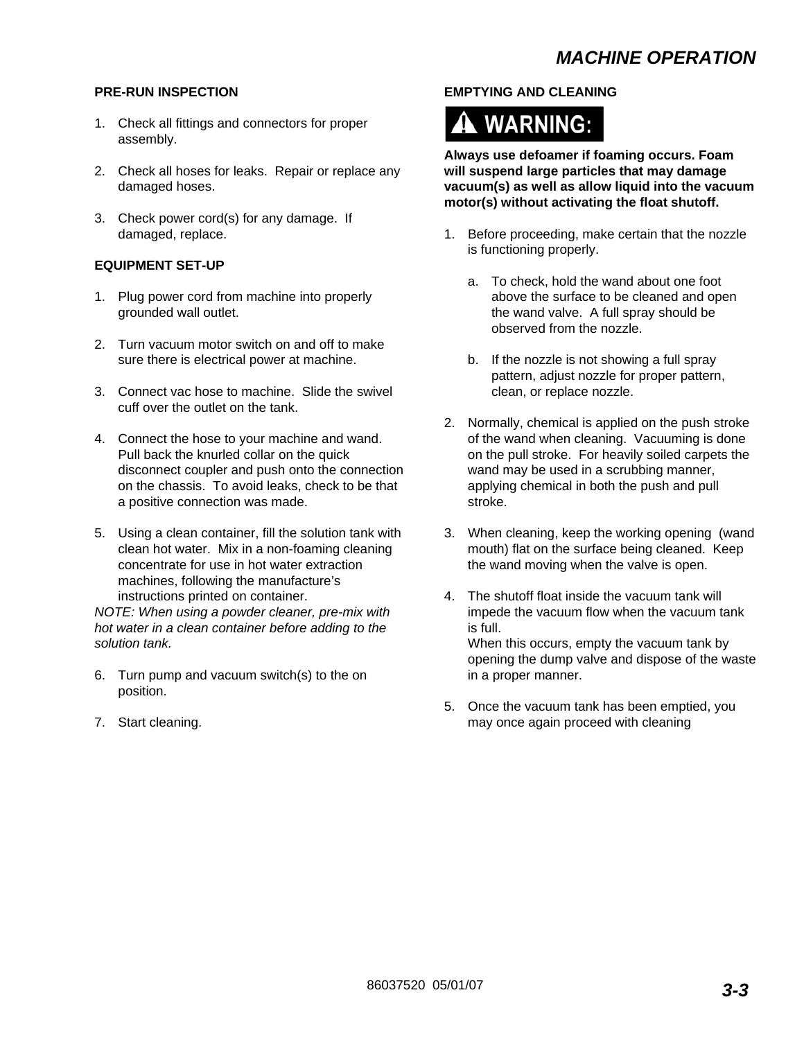## PRE-RUN INSPECTION

1. Check all fittings and connectors for proper assembly.
2. Check all hoses for leaks. Repair or replace any damaged hoses.
3. Check power cord(s) for any damage. If damaged, replace.

## EQUIPMENT SET-UP

1. Plug power cord from machine into properly grounded wall outlet.
2. Turn vacuum motor switch on and off to make sure there is electrical power at machine.
3. Connect vac hose to machine. Slide the swivel cuff over the outlet on the tank.
4. Connect the hose to your machine and wand. Pull back the knurled collar on the quick disconnect coupler and push onto the connection on the chassis. To avoid leaks, check to be that a positive connection was made.
5. Using a clean container, fill the solution tank with clean hot water. Mix in a non-foaming cleaning concentrate for use in hot water extraction machines, following the manufacture's instructions printed on container.

*NOTE: When using a powder cleaner, pre-mix with hot water in a clean container before adding to the solution tank.*

6. Turn pump and vacuum switch(s) to the on position.
7. Start cleaning.

## EMPTYING AND CLEANING

**⚠ WARNING:**

**Always use defoamer if foaming occurs. Foam will suspend large particles that may damage vacuum(s) as well as allow liquid into the vacuum motor(s) without activating the float shutoff.**

1. Before proceeding, make certain that the nozzle is functioning properly.
   a. To check, hold the wand about one foot above the surface to be cleaned and open the wand valve. A full spray should be observed from the nozzle.
   b. If the nozzle is not showing a full spray pattern, adjust nozzle for proper pattern, clean, or replace nozzle.
2. Normally, chemical is applied on the push stroke of the wand when cleaning. Vacuuming is done on the pull stroke. For heavily soiled carpets the wand may be used in a scrubbing manner, applying chemical in both the push and pull stroke.
3. When cleaning, keep the working opening (wand mouth) flat on the surface being cleaned. Keep the wand moving when the valve is open.
4. The shutoff float inside the vacuum tank will impede the vacuum flow when the vacuum tank is full.
   When this occurs, empty the vacuum tank by opening the dump valve and dispose of the waste in a proper manner.
5. Once the vacuum tank has been emptied, you may once again proceed with cleaning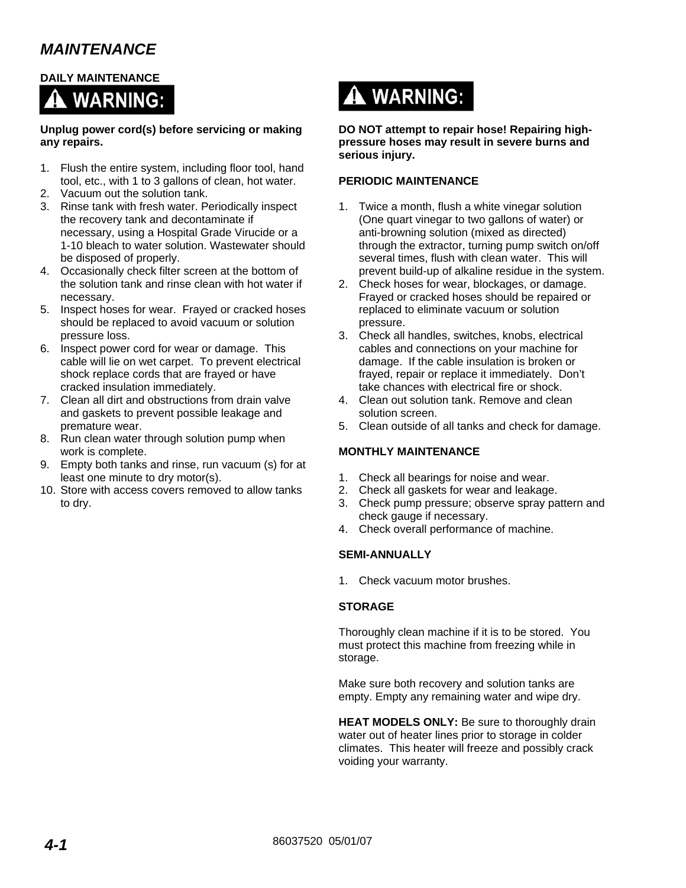# MAINTENANCE

## DAILY MAINTENANCE

**⚠ WARNING:**

**Unplug power cord(s) before servicing or making any repairs.**

1. Flush the entire system, including floor tool, hand tool, etc., with 1 to 3 gallons of clean, hot water.
2. Vacuum out the solution tank.
3. Rinse tank with fresh water. Periodically inspect the recovery tank and decontaminate if necessary, using a Hospital Grade Virucide or a 1-10 bleach to water solution. Wastewater should be disposed of properly.
4. Occasionally check filter screen at the bottom of the solution tank and rinse clean with hot water if necessary.
5. Inspect hoses for wear. Frayed or cracked hoses should be replaced to avoid vacuum or solution pressure loss.
6. Inspect power cord for wear or damage. This cable will lie on wet carpet. To prevent electrical shock replace cords that are frayed or have cracked insulation immediately.
7. Clean all dirt and obstructions from drain valve and gaskets to prevent possible leakage and premature wear.
8. Run clean water through solution pump when work is complete.
9. Empty both tanks and rinse, run vacuum (s) for at least one minute to dry motor(s).
10. Store with access covers removed to allow tanks to dry.

**⚠ WARNING:**

**DO NOT attempt to repair hose! Repairing high-pressure hoses may result in severe burns and serious injury.**

## PERIODIC MAINTENANCE

1. Twice a month, flush a white vinegar solution (One quart vinegar to two gallons of water) or anti-browning solution (mixed as directed) through the extractor, turning pump switch on/off several times, flush with clean water. This will prevent build-up of alkaline residue in the system.
2. Check hoses for wear, blockages, or damage. Frayed or cracked hoses should be repaired or replaced to eliminate vacuum or solution pressure.
3. Check all handles, switches, knobs, electrical cables and connections on your machine for damage. If the cable insulation is broken or frayed, repair or replace it immediately. Don't take chances with electrical fire or shock.
4. Clean out solution tank. Remove and clean solution screen.
5. Clean outside of all tanks and check for damage.

## MONTHLY MAINTENANCE

1. Check all bearings for noise and wear.
2. Check all gaskets for wear and leakage.
3. Check pump pressure; observe spray pattern and check gauge if necessary.
4. Check overall performance of machine.

## SEMI-ANNUALLY

1. Check vacuum motor brushes.

## STORAGE

Thoroughly clean machine if it is to be stored. You must protect this machine from freezing while in storage.

Make sure both recovery and solution tanks are empty. Empty any remaining water and wipe dry.

**HEAT MODELS ONLY:** Be sure to thoroughly drain water out of heater lines prior to storage in colder climates. This heater will freeze and possibly crack voiding your warranty.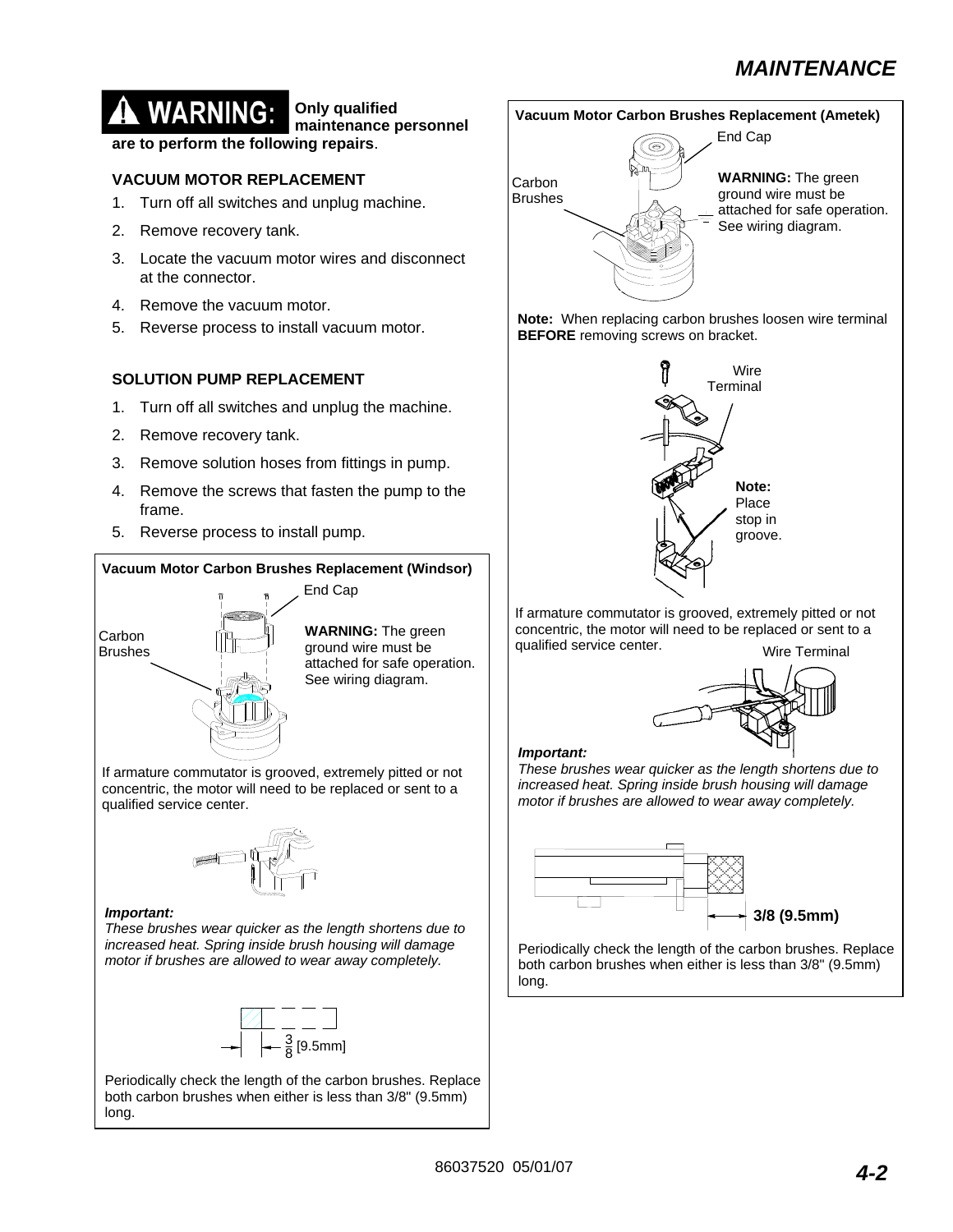**⚠ WARNING: Only qualified maintenance personnel are to perform the following repairs**.

### VACUUM MOTOR REPLACEMENT

1. Turn off all switches and unplug machine.
2. Remove recovery tank.
3. Locate the vacuum motor wires and disconnect at the connector.
4. Remove the vacuum motor.
5. Reverse process to install vacuum motor.

### SOLUTION PUMP REPLACEMENT

1. Turn off all switches and unplug the machine.
2. Remove recovery tank.
3. Remove solution hoses from fittings in pump.
4. Remove the screws that fasten the pump to the frame.
5. Reverse process to install pump.

**Vacuum Motor Carbon Brushes Replacement (Windsor)**

End Cap

Carbon Brushes

**WARNING:** The green ground wire must be attached for safe operation. See wiring diagram.

If armature commutator is grooved, extremely pitted or not concentric, the motor will need to be replaced or sent to a qualified service center.

***Important:***
*These brushes wear quicker as the length shortens due to increased heat. Spring inside brush housing will damage motor if brushes are allowed to wear away completely.*

3/8 [9.5mm]

Periodically check the length of the carbon brushes. Replace both carbon brushes when either is less than 3/8" (9.5mm) long.

**Vacuum Motor Carbon Brushes Replacement (Ametek)**

End Cap

Carbon Brushes

**WARNING:** The green ground wire must be attached for safe operation. See wiring diagram.

**Note:** When replacing carbon brushes loosen wire terminal **BEFORE** removing screws on bracket.

Wire Terminal

**Note:** Place stop in groove.

If armature commutator is grooved, extremely pitted or not concentric, the motor will need to be replaced or sent to a qualified service center.

Wire Terminal

***Important:***
*These brushes wear quicker as the length shortens due to increased heat. Spring inside brush housing will damage motor if brushes are allowed to wear away completely.*

**3/8 (9.5mm)**

Periodically check the length of the carbon brushes. Replace both carbon brushes when either is less than 3/8" (9.5mm) long.

86037520 05/01/07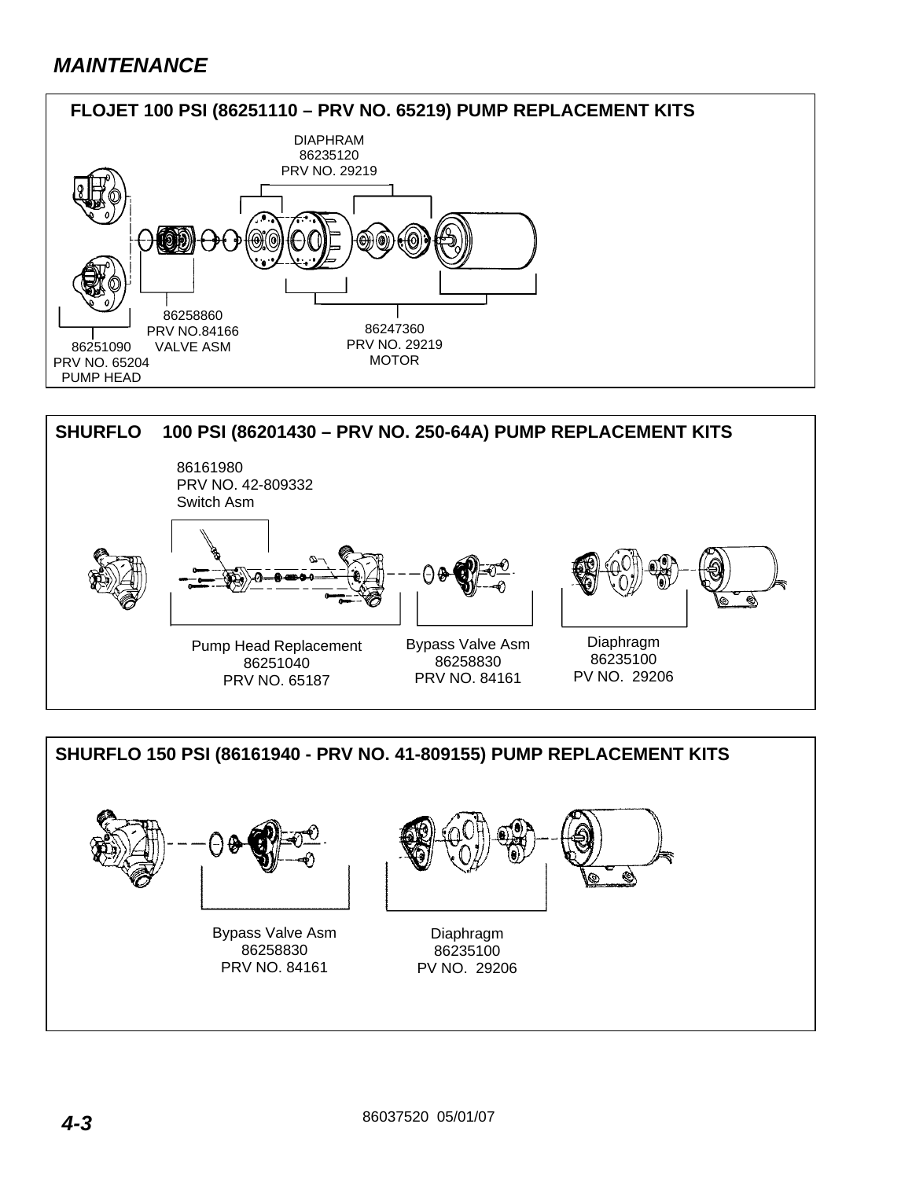## *MAINTENANCE*

### FLOJET 100 PSI (86251110 – PRV NO. 65219) PUMP REPLACEMENT KITS

DIAPHRAM
86235120
PRV NO. 29219

86258860
PRV NO.84166
VALVE ASM

86251090
PRV NO. 65204
PUMP HEAD

86247360
PRV NO. 29219
MOTOR

### SHURFLO 100 PSI (86201430 – PRV NO. 250-64A) PUMP REPLACEMENT KITS

86161980
PRV NO. 42-809332
Switch Asm

Pump Head Replacement
86251040
PRV NO. 65187

Bypass Valve Asm
86258830
PRV NO. 84161

Diaphragm
86235100
PV NO. 29206

### SHURFLO 150 PSI (86161940 - PRV NO. 41-809155) PUMP REPLACEMENT KITS

Bypass Valve Asm
86258830
PRV NO. 84161

Diaphragm
86235100
PV NO. 29206

86037520 05/01/07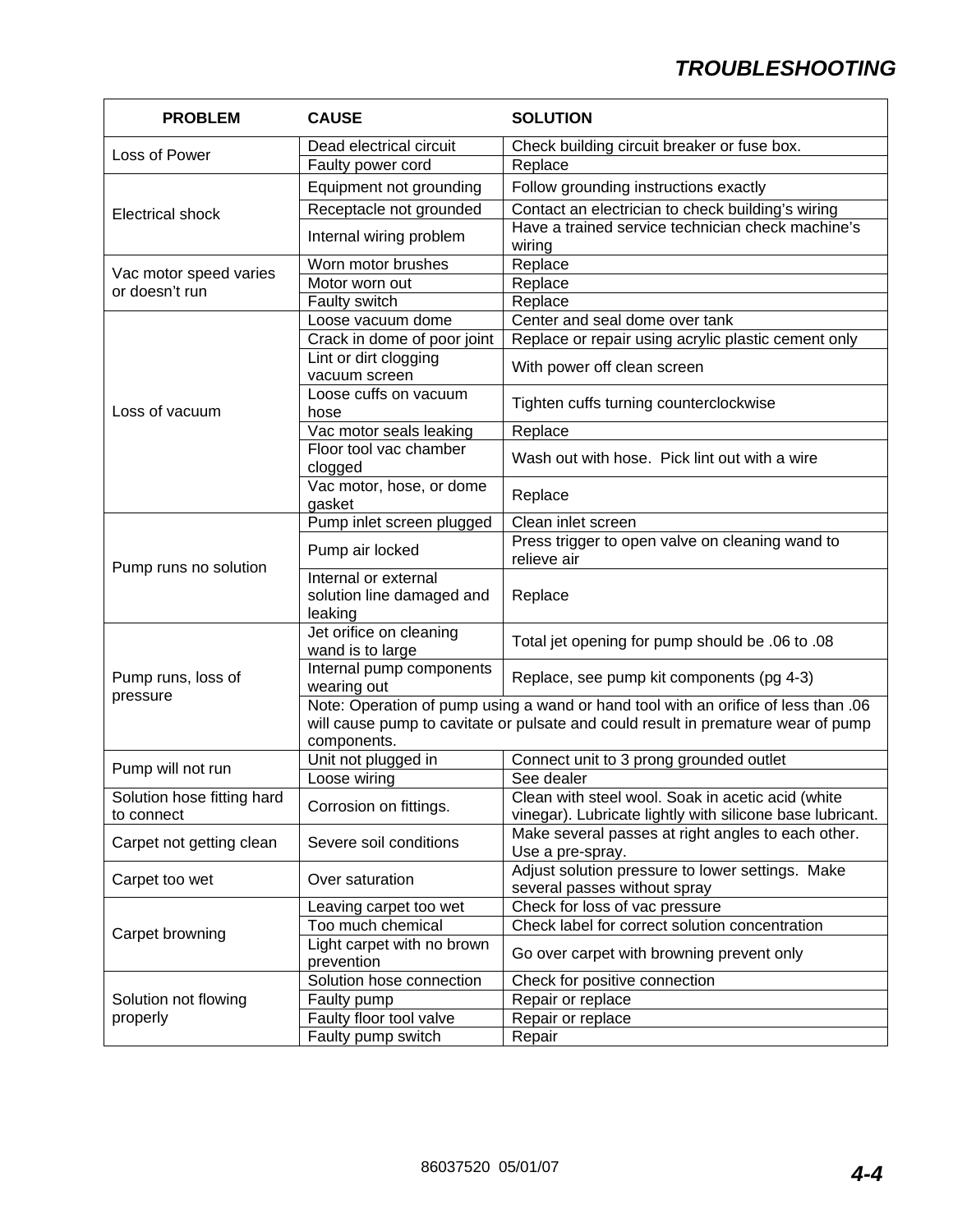# TROUBLESHOOTING

| PROBLEM | CAUSE | SOLUTION |
|---|---|---|
| Loss of Power | Dead electrical circuit | Check building circuit breaker or fuse box. |
| | Faulty power cord | Replace |
| Electrical shock | Equipment not grounding | Follow grounding instructions exactly |
| | Receptacle not grounded | Contact an electrician to check building's wiring |
| | Internal wiring problem | Have a trained service technician check machine's wiring |
| Vac motor speed varies or doesn't run | Worn motor brushes | Replace |
| | Motor worn out | Replace |
| | Faulty switch | Replace |
| Loss of vacuum | Loose vacuum dome | Center and seal dome over tank |
| | Crack in dome of poor joint | Replace or repair using acrylic plastic cement only |
| | Lint or dirt clogging vacuum screen | With power off clean screen |
| | Loose cuffs on vacuum hose | Tighten cuffs turning counterclockwise |
| | Vac motor seals leaking | Replace |
| | Floor tool vac chamber clogged | Wash out with hose. Pick lint out with a wire |
| | Vac motor, hose, or dome gasket | Replace |
| Pump runs no solution | Pump inlet screen plugged | Clean inlet screen |
| | Pump air locked | Press trigger to open valve on cleaning wand to relieve air |
| | Internal or external solution line damaged and leaking | Replace |
| Pump runs, loss of pressure | Jet orifice on cleaning wand is to large | Total jet opening for pump should be .06 to .08 |
| | Internal pump components wearing out | Replace, see pump kit components (pg 4-3) |
| | Note: Operation of pump using a wand or hand tool with an orifice of less than .06 will cause pump to cavitate or pulsate and could result in premature wear of pump components. | |
| Pump will not run | Unit not plugged in | Connect unit to 3 prong grounded outlet |
| | Loose wiring | See dealer |
| Solution hose fitting hard to connect | Corrosion on fittings. | Clean with steel wool. Soak in acetic acid (white vinegar). Lubricate lightly with silicone base lubricant. |
| Carpet not getting clean | Severe soil conditions | Make several passes at right angles to each other. Use a pre-spray. |
| Carpet too wet | Over saturation | Adjust solution pressure to lower settings. Make several passes without spray |
| Carpet browning | Leaving carpet too wet | Check for loss of vac pressure |
| | Too much chemical | Check label for correct solution concentration |
| | Light carpet with no brown prevention | Go over carpet with browning prevent only |
| Solution not flowing properly | Solution hose connection | Check for positive connection |
| | Faulty pump | Repair or replace |
| | Faulty floor tool valve | Repair or replace |
| | Faulty pump switch | Repair |

86037520 05/01/07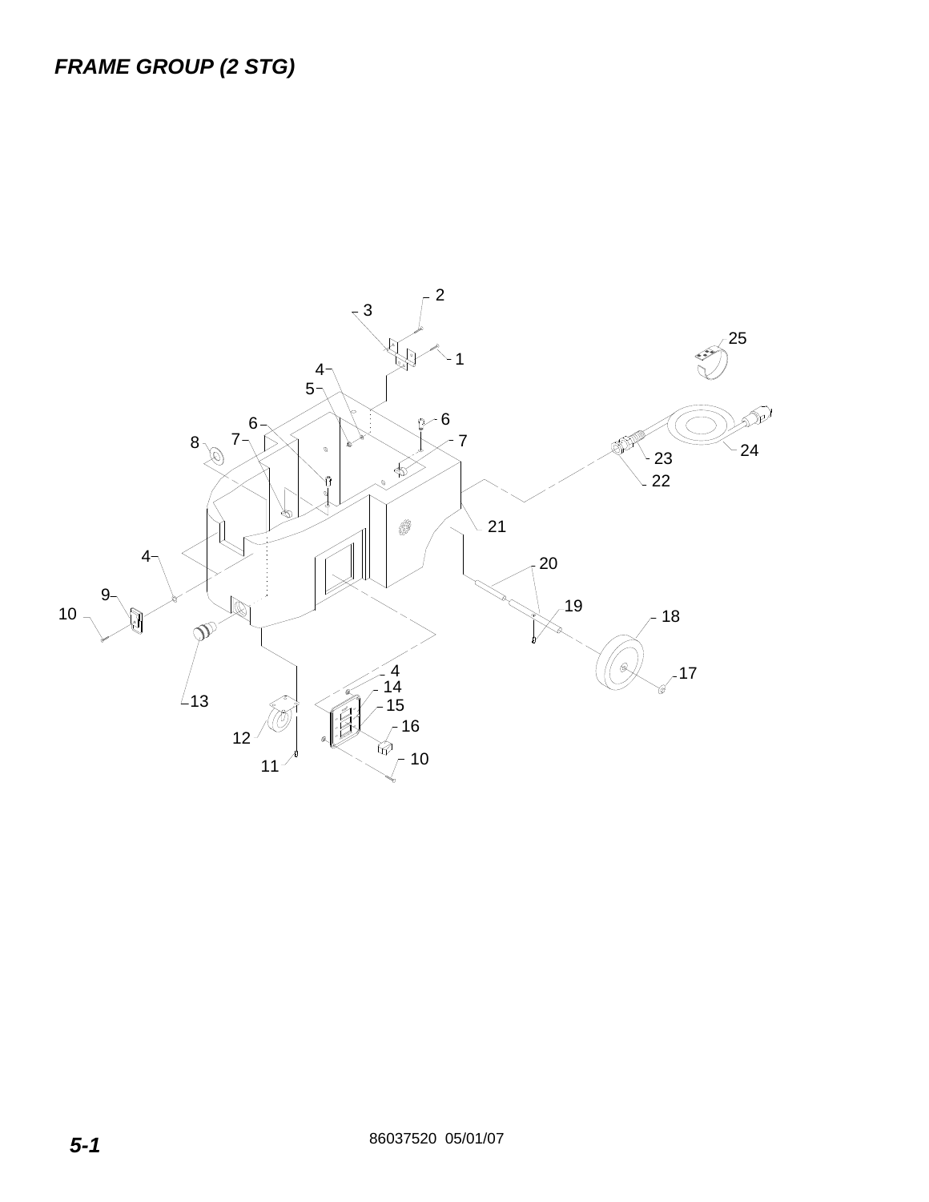# FRAME GROUP (2 STG)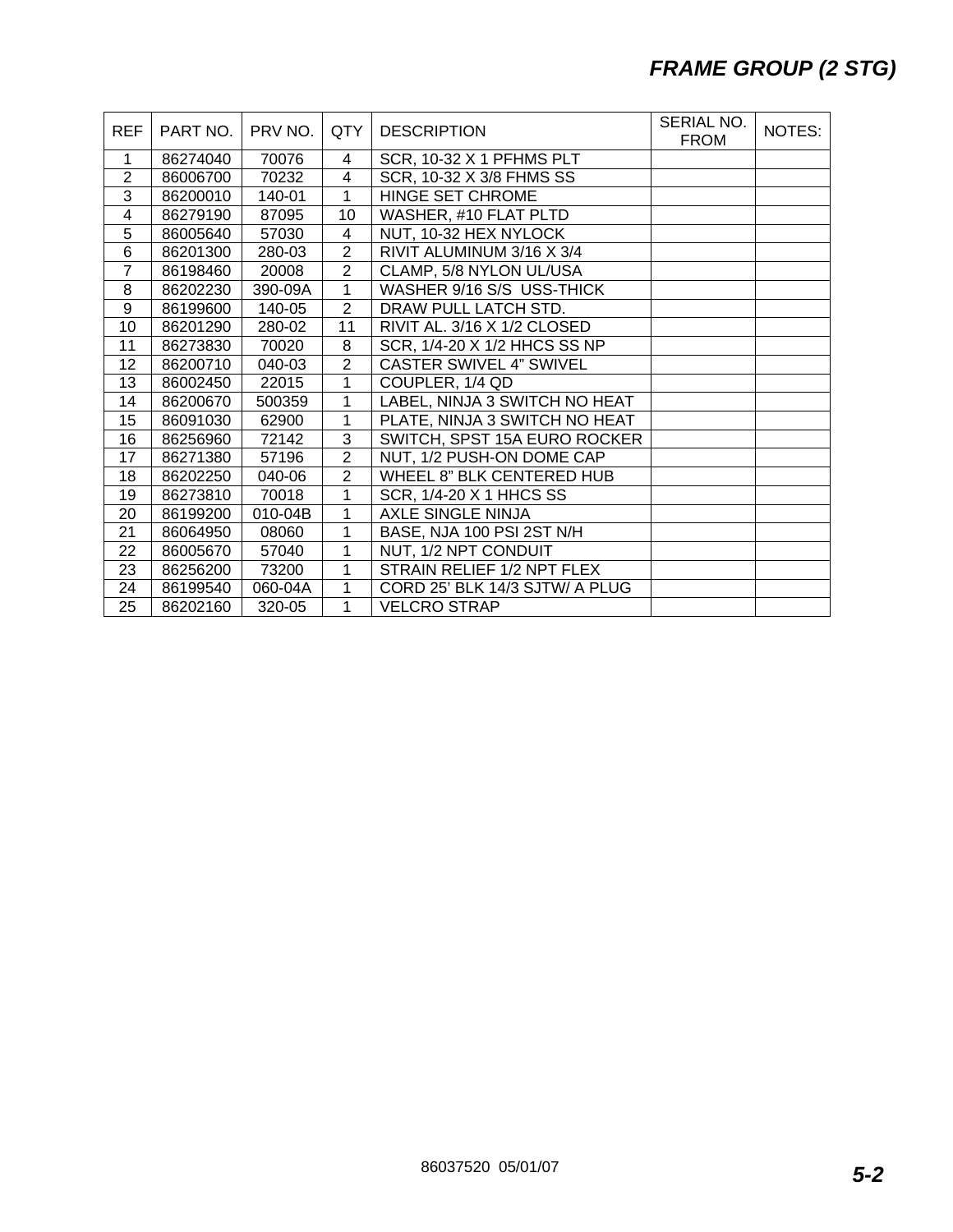# FRAME GROUP (2 STG)

| REF | PART NO. | PRV NO. | QTY | DESCRIPTION | SERIAL NO. FROM | NOTES: |
|---|---|---|---|---|---|---|
| 1 | 86274040 | 70076 | 4 | SCR, 10-32 X 1 PFHMS PLT | | |
| 2 | 86006700 | 70232 | 4 | SCR, 10-32 X 3/8 FHMS SS | | |
| 3 | 86200010 | 140-01 | 1 | HINGE SET CHROME | | |
| 4 | 86279190 | 87095 | 10 | WASHER, #10 FLAT PLTD | | |
| 5 | 86005640 | 57030 | 4 | NUT, 10-32 HEX NYLOCK | | |
| 6 | 86201300 | 280-03 | 2 | RIVIT ALUMINUM 3/16 X 3/4 | | |
| 7 | 86198460 | 20008 | 2 | CLAMP, 5/8 NYLON UL/USA | | |
| 8 | 86202230 | 390-09A | 1 | WASHER 9/16 S/S USS-THICK | | |
| 9 | 86199600 | 140-05 | 2 | DRAW PULL LATCH STD. | | |
| 10 | 86201290 | 280-02 | 11 | RIVIT AL. 3/16 X 1/2 CLOSED | | |
| 11 | 86273830 | 70020 | 8 | SCR, 1/4-20 X 1/2 HHCS SS NP | | |
| 12 | 86200710 | 040-03 | 2 | CASTER SWIVEL 4" SWIVEL | | |
| 13 | 86002450 | 22015 | 1 | COUPLER, 1/4 QD | | |
| 14 | 86200670 | 500359 | 1 | LABEL, NINJA 3 SWITCH NO HEAT | | |
| 15 | 86091030 | 62900 | 1 | PLATE, NINJA 3 SWITCH NO HEAT | | |
| 16 | 86256960 | 72142 | 3 | SWITCH, SPST 15A EURO ROCKER | | |
| 17 | 86271380 | 57196 | 2 | NUT, 1/2 PUSH-ON DOME CAP | | |
| 18 | 86202250 | 040-06 | 2 | WHEEL 8" BLK CENTERED HUB | | |
| 19 | 86273810 | 70018 | 1 | SCR, 1/4-20 X 1 HHCS SS | | |
| 20 | 86199200 | 010-04B | 1 | AXLE SINGLE NINJA | | |
| 21 | 86064950 | 08060 | 1 | BASE, NJA 100 PSI 2ST N/H | | |
| 22 | 86005670 | 57040 | 1 | NUT, 1/2 NPT CONDUIT | | |
| 23 | 86256200 | 73200 | 1 | STRAIN RELIEF 1/2 NPT FLEX | | |
| 24 | 86199540 | 060-04A | 1 | CORD 25' BLK 14/3 SJTW/ A PLUG | | |
| 25 | 86202160 | 320-05 | 1 | VELCRO STRAP | | |

86037520 05/01/07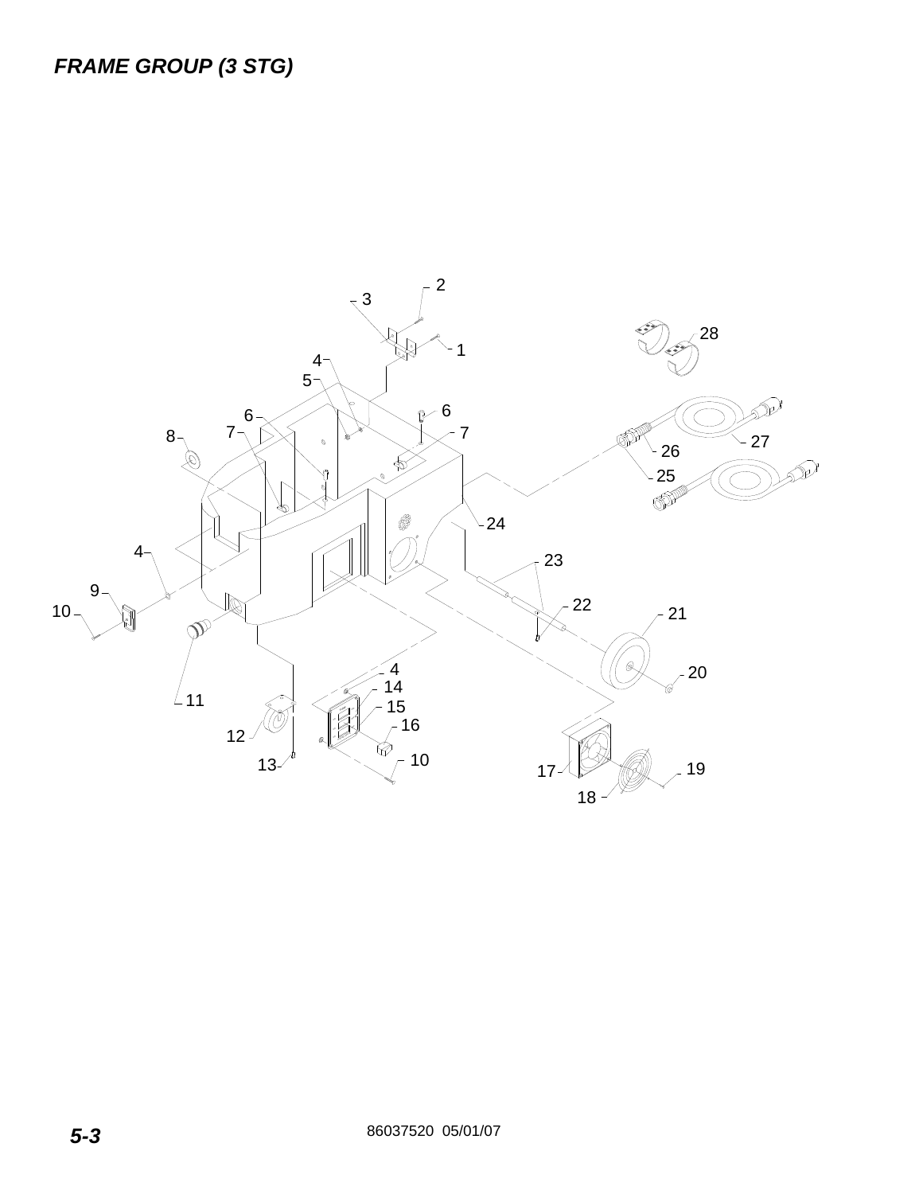## *FRAME GROUP (3 STG)*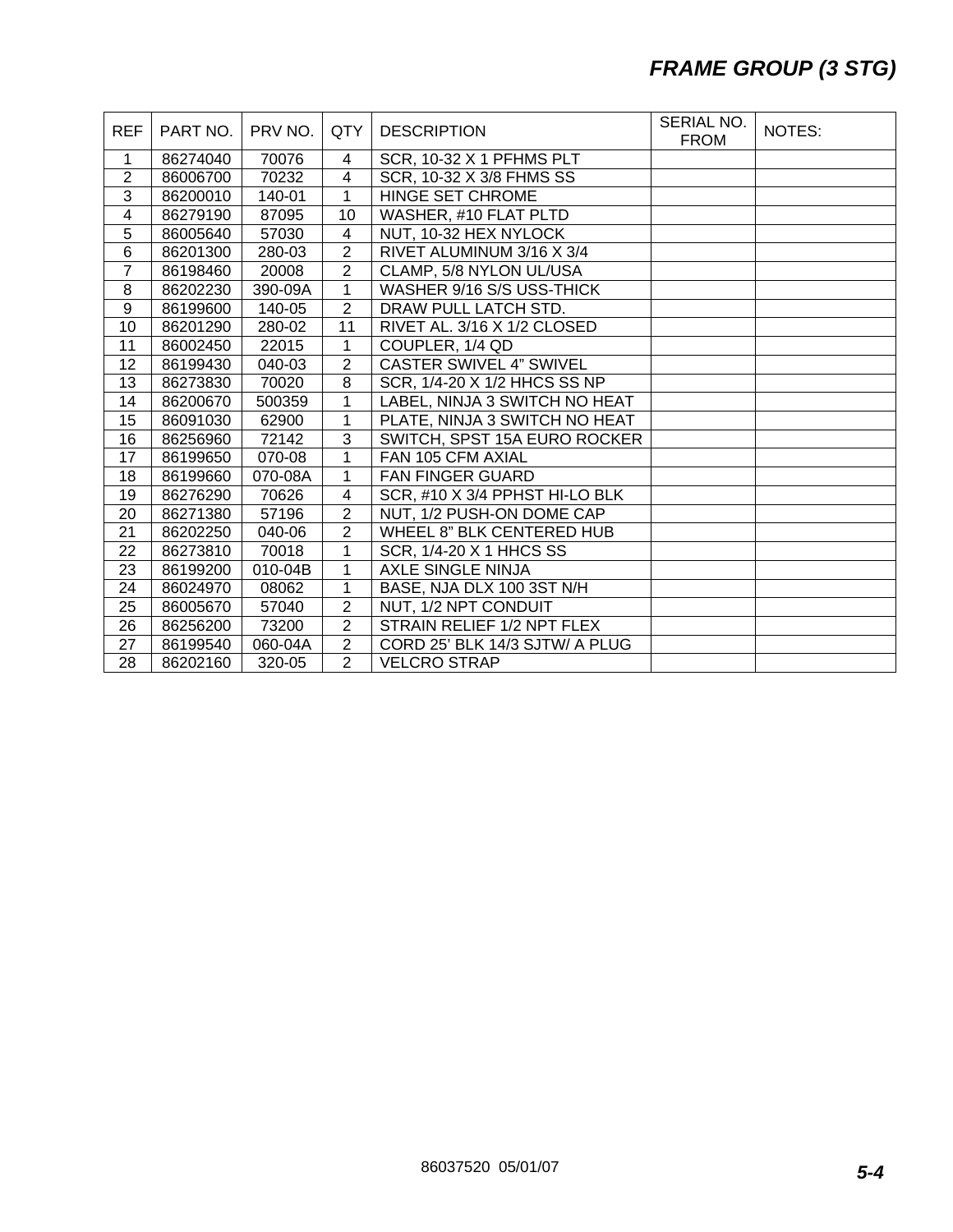## *FRAME GROUP (3 STG)*

| REF | PART NO. | PRV NO. | QTY | DESCRIPTION | SERIAL NO. FROM | NOTES: |
|---|---|---|---|---|---|---|
| 1 | 86274040 | 70076 | 4 | SCR, 10-32 X 1 PFHMS PLT | | |
| 2 | 86006700 | 70232 | 4 | SCR, 10-32 X 3/8 FHMS SS | | |
| 3 | 86200010 | 140-01 | 1 | HINGE SET CHROME | | |
| 4 | 86279190 | 87095 | 10 | WASHER, #10 FLAT PLTD | | |
| 5 | 86005640 | 57030 | 4 | NUT, 10-32 HEX NYLOCK | | |
| 6 | 86201300 | 280-03 | 2 | RIVET ALUMINUM 3/16 X 3/4 | | |
| 7 | 86198460 | 20008 | 2 | CLAMP, 5/8 NYLON UL/USA | | |
| 8 | 86202230 | 390-09A | 1 | WASHER 9/16 S/S USS-THICK | | |
| 9 | 86199600 | 140-05 | 2 | DRAW PULL LATCH STD. | | |
| 10 | 86201290 | 280-02 | 11 | RIVET AL. 3/16 X 1/2 CLOSED | | |
| 11 | 86002450 | 22015 | 1 | COUPLER, 1/4 QD | | |
| 12 | 86199430 | 040-03 | 2 | CASTER SWIVEL 4" SWIVEL | | |
| 13 | 86273830 | 70020 | 8 | SCR, 1/4-20 X 1/2 HHCS SS NP | | |
| 14 | 86200670 | 500359 | 1 | LABEL, NINJA 3 SWITCH NO HEAT | | |
| 15 | 86091030 | 62900 | 1 | PLATE, NINJA 3 SWITCH NO HEAT | | |
| 16 | 86256960 | 72142 | 3 | SWITCH, SPST 15A EURO ROCKER | | |
| 17 | 86199650 | 070-08 | 1 | FAN 105 CFM AXIAL | | |
| 18 | 86199660 | 070-08A | 1 | FAN FINGER GUARD | | |
| 19 | 86276290 | 70626 | 4 | SCR, #10 X 3/4 PPHST HI-LO BLK | | |
| 20 | 86271380 | 57196 | 2 | NUT, 1/2 PUSH-ON DOME CAP | | |
| 21 | 86202250 | 040-06 | 2 | WHEEL 8" BLK CENTERED HUB | | |
| 22 | 86273810 | 70018 | 1 | SCR, 1/4-20 X 1 HHCS SS | | |
| 23 | 86199200 | 010-04B | 1 | AXLE SINGLE NINJA | | |
| 24 | 86024970 | 08062 | 1 | BASE, NJA DLX 100 3ST N/H | | |
| 25 | 86005670 | 57040 | 2 | NUT, 1/2 NPT CONDUIT | | |
| 26 | 86256200 | 73200 | 2 | STRAIN RELIEF 1/2 NPT FLEX | | |
| 27 | 86199540 | 060-04A | 2 | CORD 25' BLK 14/3 SJTW/ A PLUG | | |
| 28 | 86202160 | 320-05 | 2 | VELCRO STRAP | | |

86037520 05/01/07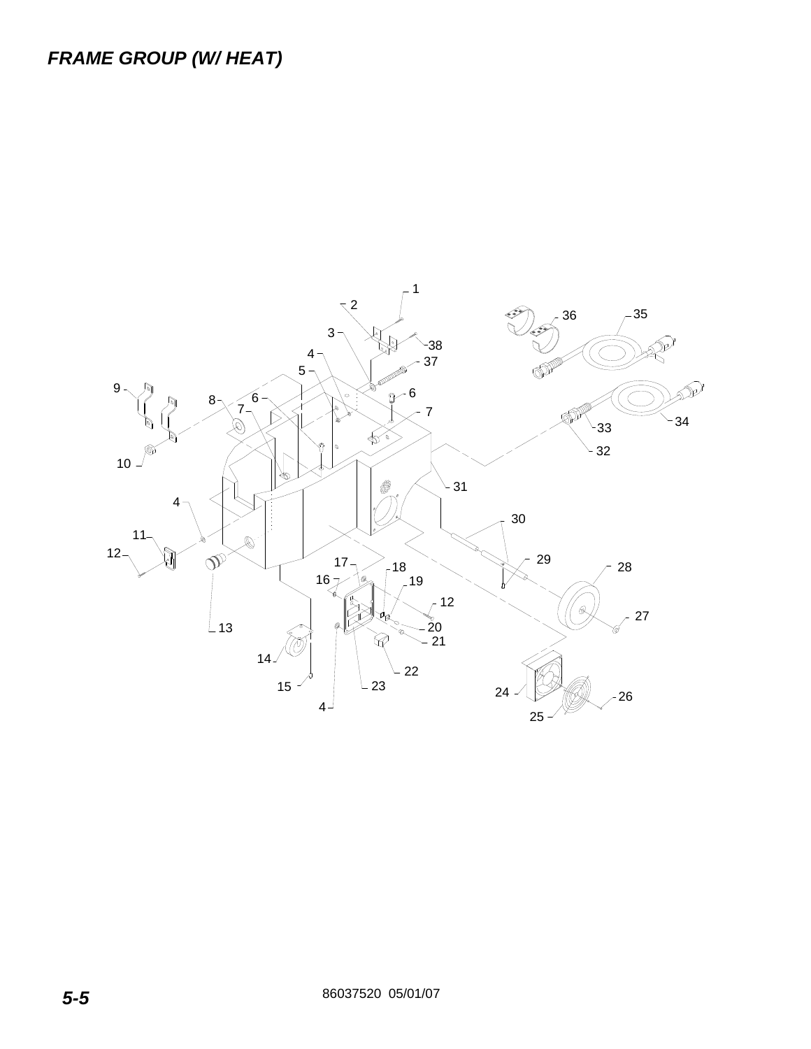# *FRAME GROUP (W/ HEAT)*

86037520 05/01/07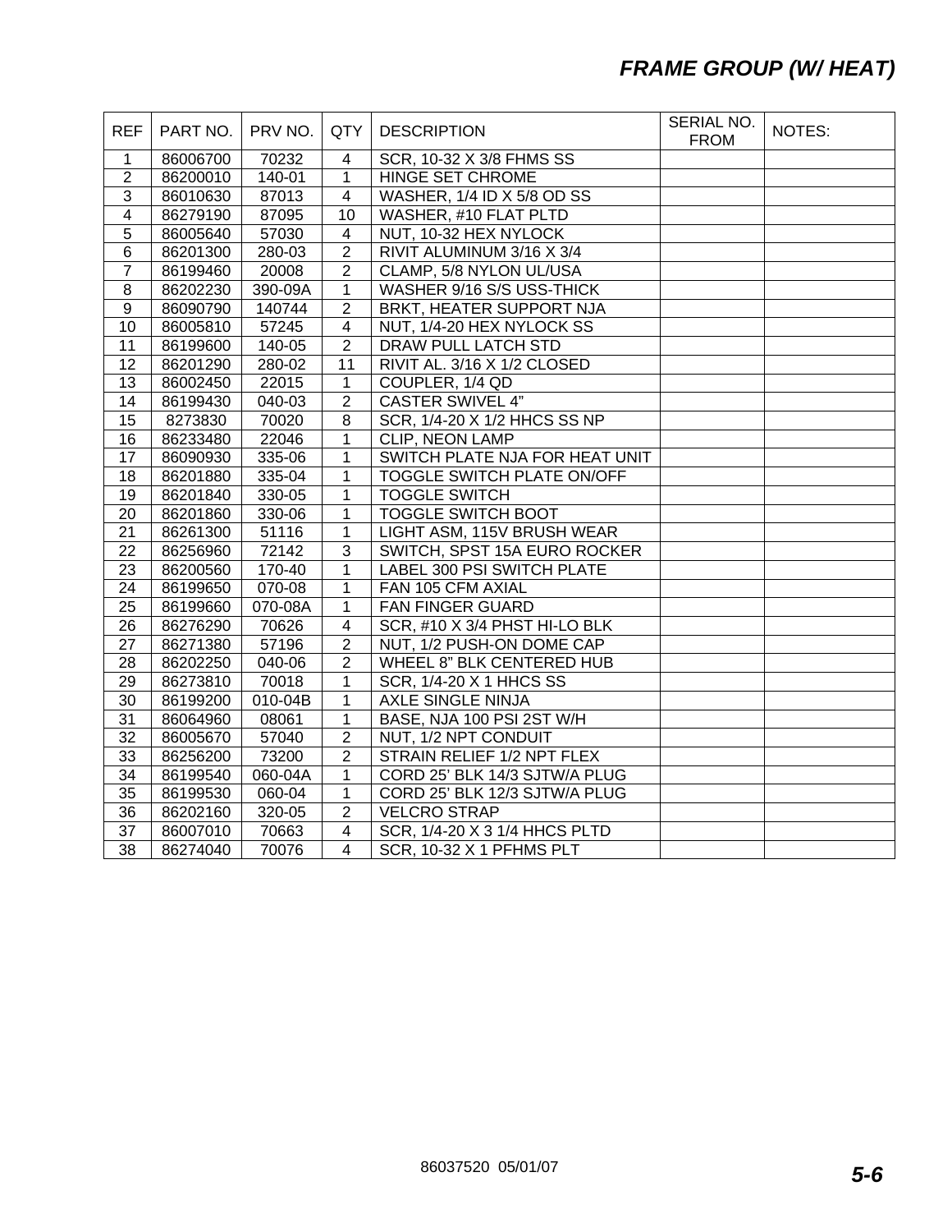# FRAME GROUP (W/ HEAT)

| REF | PART NO. | PRV NO. | QTY | DESCRIPTION | SERIAL NO. FROM | NOTES: |
|---|---|---|---|---|---|---|
| 1 | 86006700 | 70232 | 4 | SCR, 10-32 X 3/8 FHMS SS | | |
| 2 | 86200010 | 140-01 | 1 | HINGE SET CHROME | | |
| 3 | 86010630 | 87013 | 4 | WASHER, 1/4 ID X 5/8 OD SS | | |
| 4 | 86279190 | 87095 | 10 | WASHER, #10 FLAT PLTD | | |
| 5 | 86005640 | 57030 | 4 | NUT, 10-32 HEX NYLOCK | | |
| 6 | 86201300 | 280-03 | 2 | RIVIT ALUMINUM 3/16 X 3/4 | | |
| 7 | 86199460 | 20008 | 2 | CLAMP, 5/8 NYLON UL/USA | | |
| 8 | 86202230 | 390-09A | 1 | WASHER 9/16 S/S USS-THICK | | |
| 9 | 86090790 | 140744 | 2 | BRKT, HEATER SUPPORT NJA | | |
| 10 | 86005810 | 57245 | 4 | NUT, 1/4-20 HEX NYLOCK SS | | |
| 11 | 86199600 | 140-05 | 2 | DRAW PULL LATCH STD | | |
| 12 | 86201290 | 280-02 | 11 | RIVIT AL. 3/16 X 1/2 CLOSED | | |
| 13 | 86002450 | 22015 | 1 | COUPLER, 1/4 QD | | |
| 14 | 86199430 | 040-03 | 2 | CASTER SWIVEL 4" | | |
| 15 | 8273830 | 70020 | 8 | SCR, 1/4-20 X 1/2 HHCS SS NP | | |
| 16 | 86233480 | 22046 | 1 | CLIP, NEON LAMP | | |
| 17 | 86090930 | 335-06 | 1 | SWITCH PLATE NJA FOR HEAT UNIT | | |
| 18 | 86201880 | 335-04 | 1 | TOGGLE SWITCH PLATE ON/OFF | | |
| 19 | 86201840 | 330-05 | 1 | TOGGLE SWITCH | | |
| 20 | 86201860 | 330-06 | 1 | TOGGLE SWITCH BOOT | | |
| 21 | 86261300 | 51116 | 1 | LIGHT ASM, 115V BRUSH WEAR | | |
| 22 | 86256960 | 72142 | 3 | SWITCH, SPST 15A EURO ROCKER | | |
| 23 | 86200560 | 170-40 | 1 | LABEL 300 PSI SWITCH PLATE | | |
| 24 | 86199650 | 070-08 | 1 | FAN 105 CFM AXIAL | | |
| 25 | 86199660 | 070-08A | 1 | FAN FINGER GUARD | | |
| 26 | 86276290 | 70626 | 4 | SCR, #10 X 3/4 PHST HI-LO BLK | | |
| 27 | 86271380 | 57196 | 2 | NUT, 1/2 PUSH-ON DOME CAP | | |
| 28 | 86202250 | 040-06 | 2 | WHEEL 8" BLK CENTERED HUB | | |
| 29 | 86273810 | 70018 | 1 | SCR, 1/4-20 X 1 HHCS SS | | |
| 30 | 86199200 | 010-04B | 1 | AXLE SINGLE NINJA | | |
| 31 | 86064960 | 08061 | 1 | BASE, NJA 100 PSI 2ST W/H | | |
| 32 | 86005670 | 57040 | 2 | NUT, 1/2 NPT CONDUIT | | |
| 33 | 86256200 | 73200 | 2 | STRAIN RELIEF 1/2 NPT FLEX | | |
| 34 | 86199540 | 060-04A | 1 | CORD 25' BLK 14/3 SJTW/A PLUG | | |
| 35 | 86199530 | 060-04 | 1 | CORD 25' BLK 12/3 SJTW/A PLUG | | |
| 36 | 86202160 | 320-05 | 2 | VELCRO STRAP | | |
| 37 | 86007010 | 70663 | 4 | SCR, 1/4-20 X 3 1/4 HHCS PLTD | | |
| 38 | 86274040 | 70076 | 4 | SCR, 10-32 X 1 PFHMS PLT | | |

86037520 05/01/07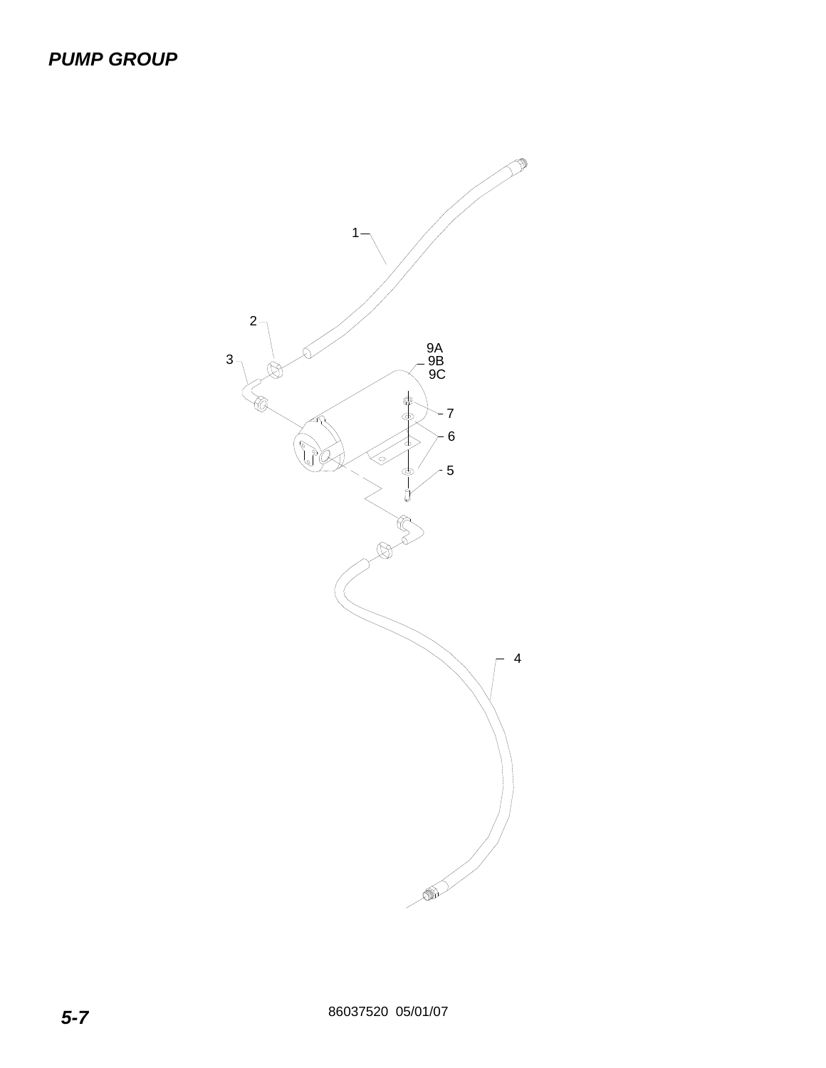## PUMP GROUP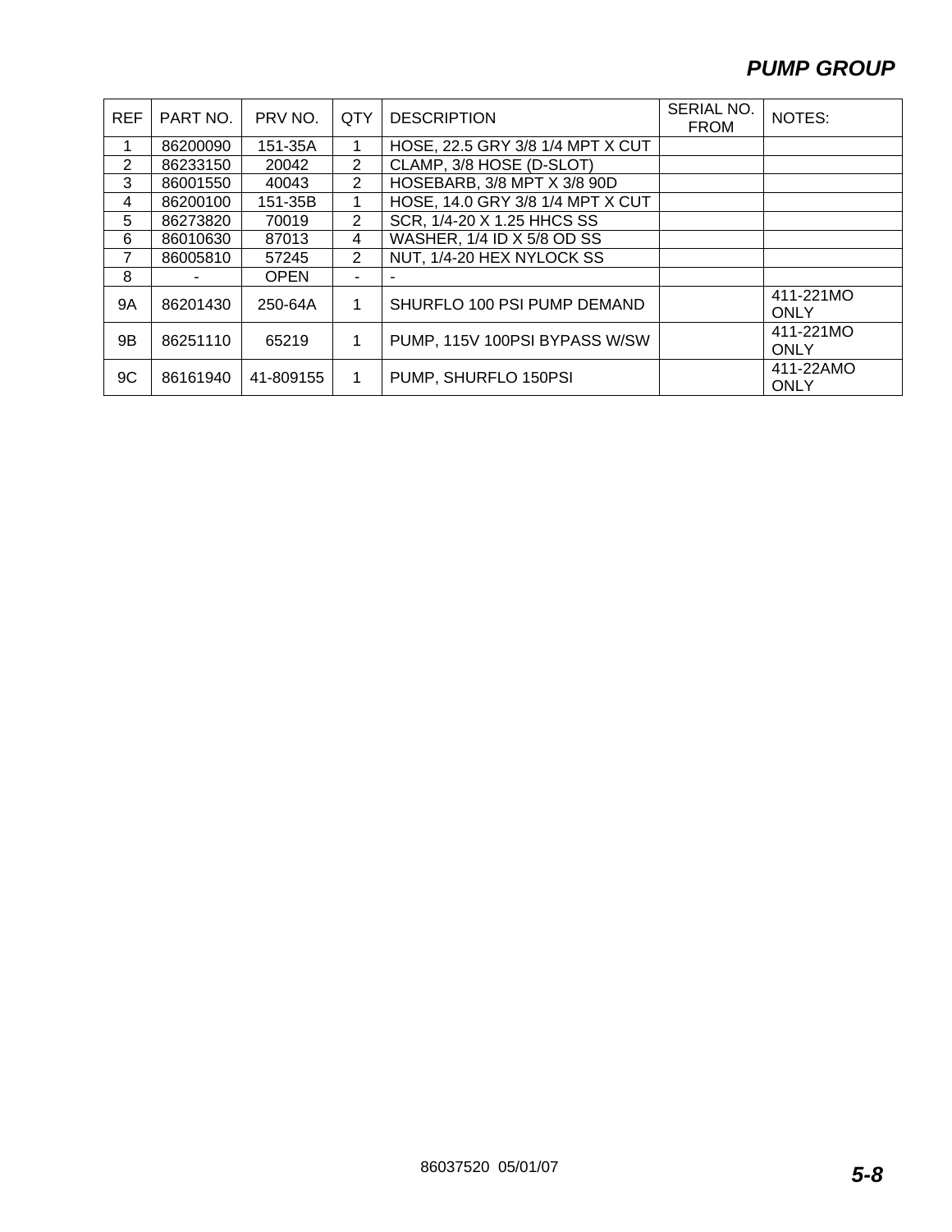## PUMP GROUP

| REF | PART NO. | PRV NO. | QTY | DESCRIPTION | SERIAL NO. FROM | NOTES: |
|---|---|---|---|---|---|---|
| 1 | 86200090 | 151-35A | 1 | HOSE, 22.5 GRY 3/8 1/4 MPT X CUT | | |
| 2 | 86233150 | 20042 | 2 | CLAMP, 3/8 HOSE (D-SLOT) | | |
| 3 | 86001550 | 40043 | 2 | HOSEBARB, 3/8 MPT X 3/8 90D | | |
| 4 | 86200100 | 151-35B | 1 | HOSE, 14.0 GRY 3/8 1/4 MPT X CUT | | |
| 5 | 86273820 | 70019 | 2 | SCR, 1/4-20 X 1.25 HHCS SS | | |
| 6 | 86010630 | 87013 | 4 | WASHER, 1/4 ID X 5/8 OD SS | | |
| 7 | 86005810 | 57245 | 2 | NUT, 1/4-20 HEX NYLOCK SS | | |
| 8 | - | OPEN | - | - | | |
| 9A | 86201430 | 250-64A | 1 | SHURFLO 100 PSI PUMP DEMAND | | 411-221MO ONLY |
| 9B | 86251110 | 65219 | 1 | PUMP, 115V 100PSI BYPASS W/SW | | 411-221MO ONLY |
| 9C | 86161940 | 41-809155 | 1 | PUMP, SHURFLO 150PSI | | 411-22AMO ONLY |

86037520 05/01/07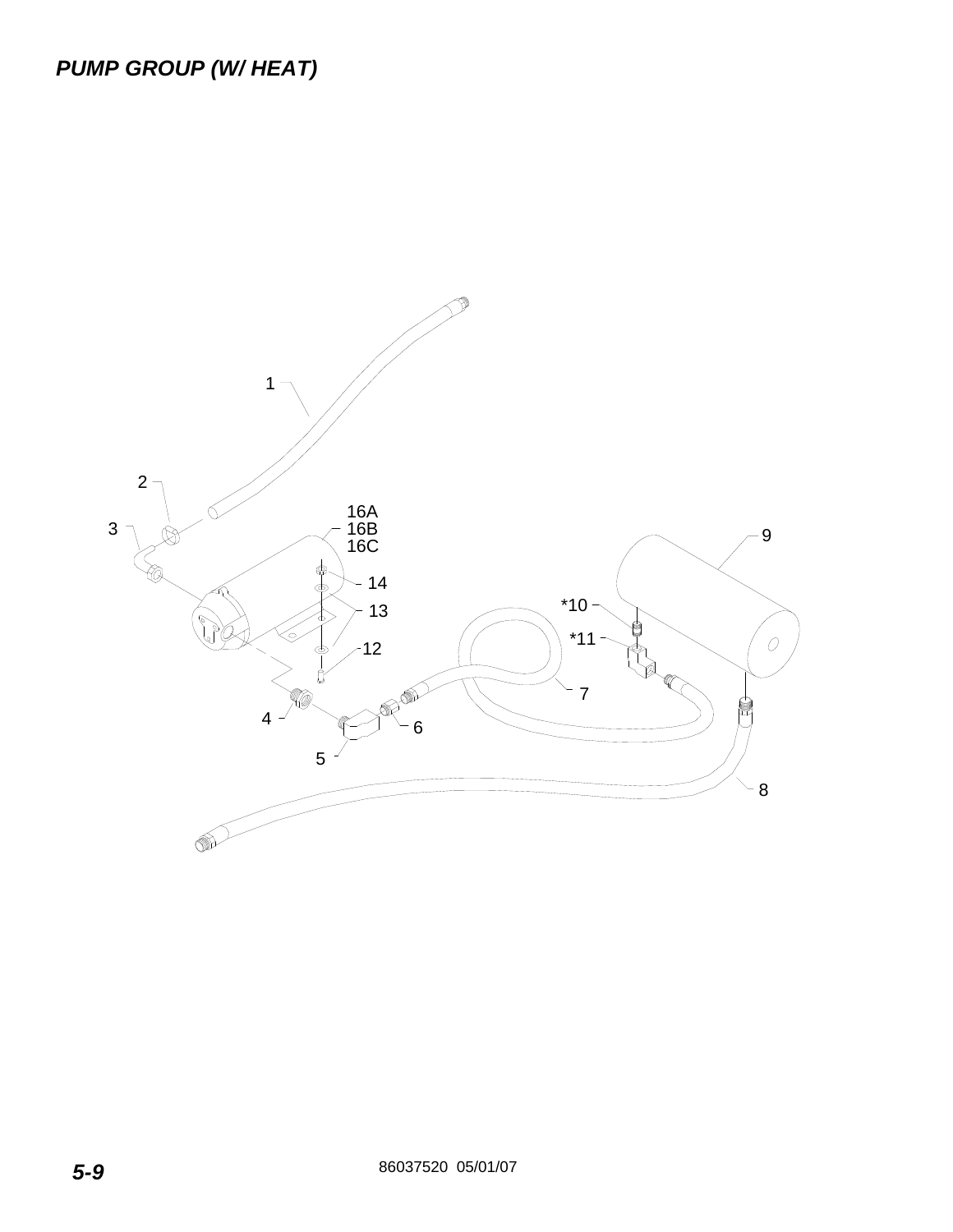## *PUMP GROUP (W/ HEAT)*

1

2

3

16A
16B
16C

14

13

12

4

5

6

7

8

9

*10

*11

86037520 05/01/07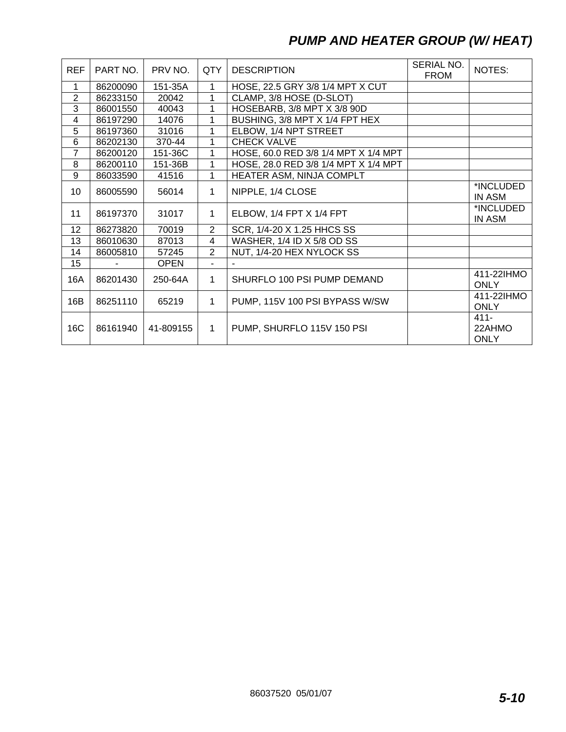## PUMP AND HEATER GROUP (W/ HEAT)

| REF | PART NO. | PRV NO. | QTY | DESCRIPTION | SERIAL NO. FROM | NOTES: |
|---|---|---|---|---|---|---|
| 1 | 86200090 | 151-35A | 1 | HOSE, 22.5 GRY 3/8 1/4 MPT X CUT | | |
| 2 | 86233150 | 20042 | 1 | CLAMP, 3/8 HOSE (D-SLOT) | | |
| 3 | 86001550 | 40043 | 1 | HOSEBARB, 3/8 MPT X 3/8 90D | | |
| 4 | 86197290 | 14076 | 1 | BUSHING, 3/8 MPT X 1/4 FPT HEX | | |
| 5 | 86197360 | 31016 | 1 | ELBOW, 1/4 NPT STREET | | |
| 6 | 86202130 | 370-44 | 1 | CHECK VALVE | | |
| 7 | 86200120 | 151-36C | 1 | HOSE, 60.0 RED 3/8 1/4 MPT X 1/4 MPT | | |
| 8 | 86200110 | 151-36B | 1 | HOSE, 28.0 RED 3/8 1/4 MPT X 1/4 MPT | | |
| 9 | 86033590 | 41516 | 1 | HEATER ASM, NINJA COMPLT | | |
| 10 | 86005590 | 56014 | 1 | NIPPLE, 1/4 CLOSE | | *INCLUDED IN ASM |
| 11 | 86197370 | 31017 | 1 | ELBOW, 1/4 FPT X 1/4 FPT | | *INCLUDED IN ASM |
| 12 | 86273820 | 70019 | 2 | SCR, 1/4-20 X 1.25 HHCS SS | | |
| 13 | 86010630 | 87013 | 4 | WASHER, 1/4 ID X 5/8 OD SS | | |
| 14 | 86005810 | 57245 | 2 | NUT, 1/4-20 HEX NYLOCK SS | | |
| 15 | - | OPEN | - | - | | |
| 16A | 86201430 | 250-64A | 1 | SHURFLO 100 PSI PUMP DEMAND | | 411-22IHMO ONLY |
| 16B | 86251110 | 65219 | 1 | PUMP, 115V 100 PSI BYPASS W/SW | | 411-22IHMO ONLY |
| 16C | 86161940 | 41-809155 | 1 | PUMP, SHURFLO 115V 150 PSI | | 411-22AHMO ONLY |

86037520 05/01/07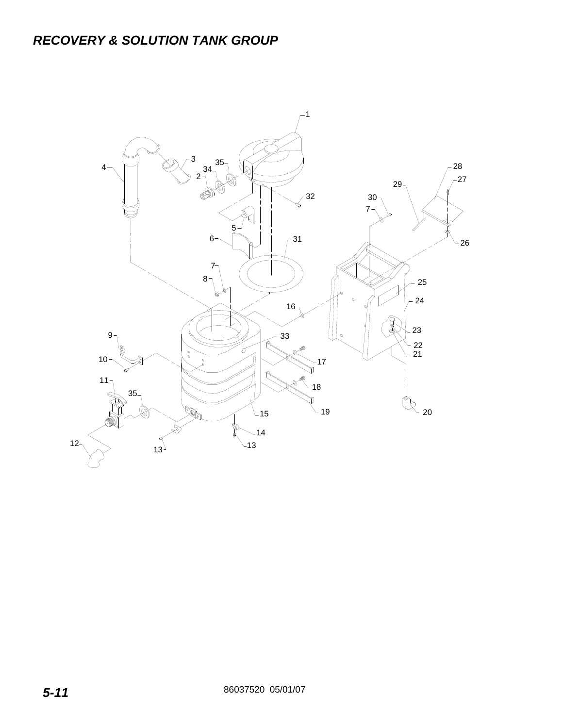# RECOVERY & SOLUTION TANK GROUP

86037520 05/01/07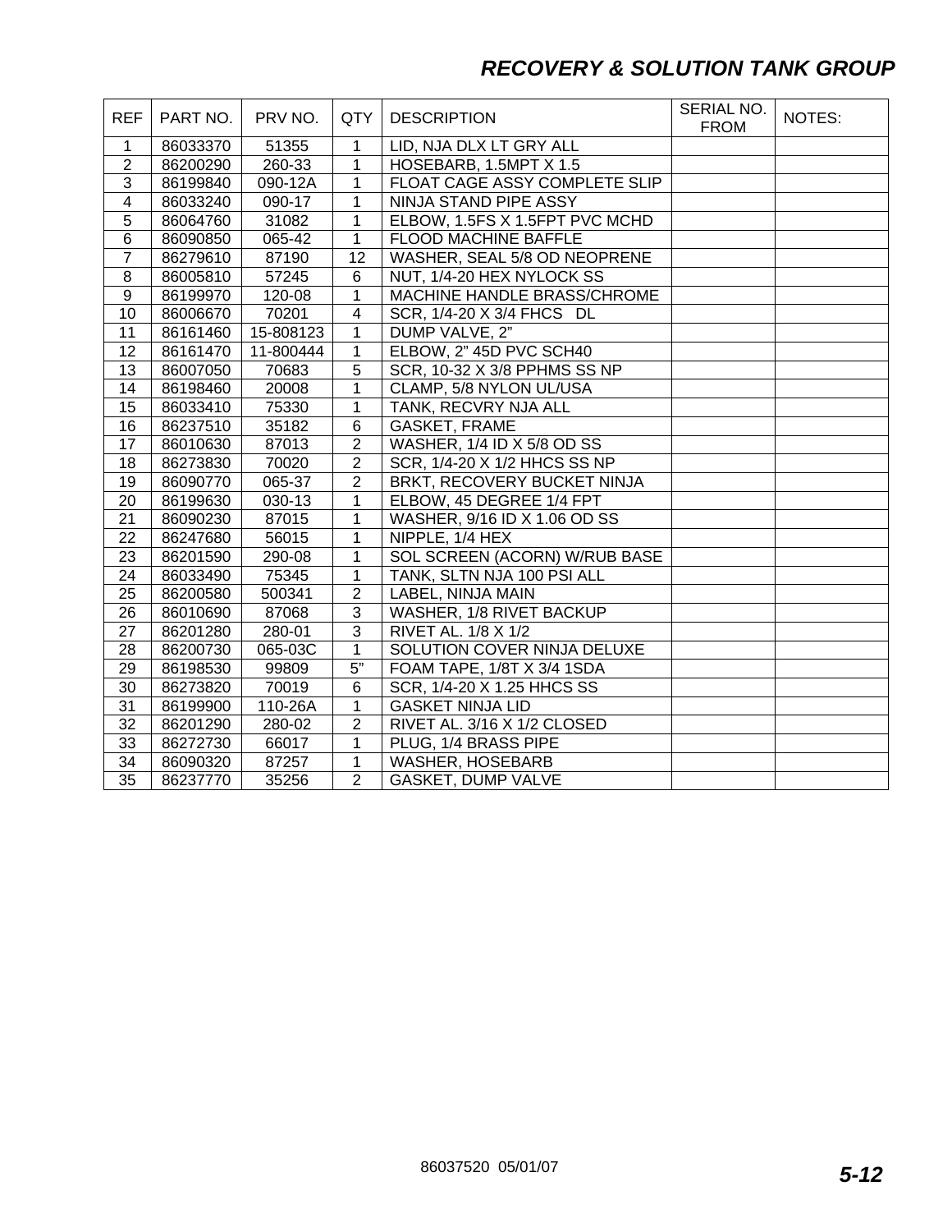## RECOVERY & SOLUTION TANK GROUP

| REF | PART NO. | PRV NO. | QTY | DESCRIPTION | SERIAL NO. FROM | NOTES: |
|---|---|---|---|---|---|---|
| 1 | 86033370 | 51355 | 1 | LID, NJA DLX LT GRY ALL | | |
| 2 | 86200290 | 260-33 | 1 | HOSEBARB, 1.5MPT X 1.5 | | |
| 3 | 86199840 | 090-12A | 1 | FLOAT CAGE ASSY COMPLETE SLIP | | |
| 4 | 86033240 | 090-17 | 1 | NINJA STAND PIPE ASSY | | |
| 5 | 86064760 | 31082 | 1 | ELBOW, 1.5FS X 1.5FPT PVC MCHD | | |
| 6 | 86090850 | 065-42 | 1 | FLOOD MACHINE BAFFLE | | |
| 7 | 86279610 | 87190 | 12 | WASHER, SEAL 5/8 OD NEOPRENE | | |
| 8 | 86005810 | 57245 | 6 | NUT, 1/4-20 HEX NYLOCK SS | | |
| 9 | 86199970 | 120-08 | 1 | MACHINE HANDLE BRASS/CHROME | | |
| 10 | 86006670 | 70201 | 4 | SCR, 1/4-20 X 3/4 FHCS DL | | |
| 11 | 86161460 | 15-808123 | 1 | DUMP VALVE, 2" | | |
| 12 | 86161470 | 11-800444 | 1 | ELBOW, 2" 45D PVC SCH40 | | |
| 13 | 86007050 | 70683 | 5 | SCR, 10-32 X 3/8 PPHMS SS NP | | |
| 14 | 86198460 | 20008 | 1 | CLAMP, 5/8 NYLON UL/USA | | |
| 15 | 86033410 | 75330 | 1 | TANK, RECVRY NJA ALL | | |
| 16 | 86237510 | 35182 | 6 | GASKET, FRAME | | |
| 17 | 86010630 | 87013 | 2 | WASHER, 1/4 ID X 5/8 OD SS | | |
| 18 | 86273830 | 70020 | 2 | SCR, 1/4-20 X 1/2 HHCS SS NP | | |
| 19 | 86090770 | 065-37 | 2 | BRKT, RECOVERY BUCKET NINJA | | |
| 20 | 86199630 | 030-13 | 1 | ELBOW, 45 DEGREE 1/4 FPT | | |
| 21 | 86090230 | 87015 | 1 | WASHER, 9/16 ID X 1.06 OD SS | | |
| 22 | 86247680 | 56015 | 1 | NIPPLE, 1/4 HEX | | |
| 23 | 86201590 | 290-08 | 1 | SOL SCREEN (ACORN) W/RUB BASE | | |
| 24 | 86033490 | 75345 | 1 | TANK, SLTN NJA 100 PSI ALL | | |
| 25 | 86200580 | 500341 | 2 | LABEL, NINJA MAIN | | |
| 26 | 86010690 | 87068 | 3 | WASHER, 1/8 RIVET BACKUP | | |
| 27 | 86201280 | 280-01 | 3 | RIVET AL. 1/8 X 1/2 | | |
| 28 | 86200730 | 065-03C | 1 | SOLUTION COVER NINJA DELUXE | | |
| 29 | 86198530 | 99809 | 5" | FOAM TAPE, 1/8T X 3/4 1SDA | | |
| 30 | 86273820 | 70019 | 6 | SCR, 1/4-20 X 1.25 HHCS SS | | |
| 31 | 86199900 | 110-26A | 1 | GASKET NINJA LID | | |
| 32 | 86201290 | 280-02 | 2 | RIVET AL. 3/16 X 1/2 CLOSED | | |
| 33 | 86272730 | 66017 | 1 | PLUG, 1/4 BRASS PIPE | | |
| 34 | 86090320 | 87257 | 1 | WASHER, HOSEBARB | | |
| 35 | 86237770 | 35256 | 2 | GASKET, DUMP VALVE | | |

86037520 05/01/07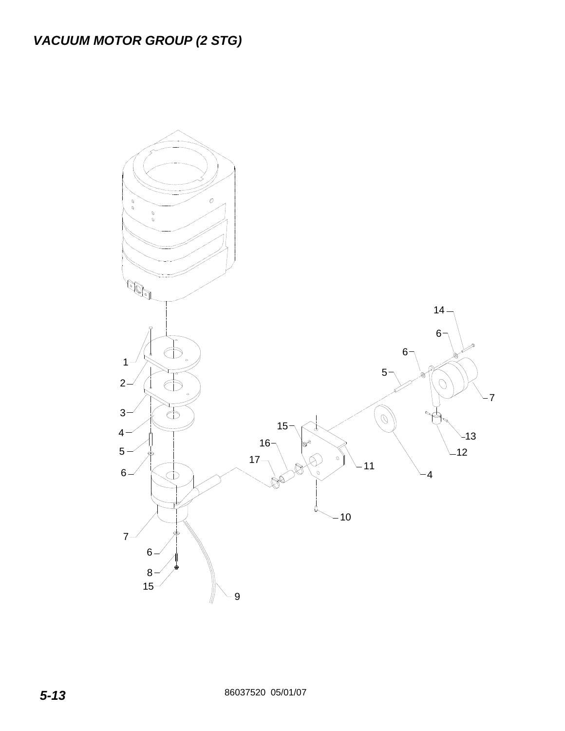# VACUUM MOTOR GROUP (2 STG)

86037520 05/01/07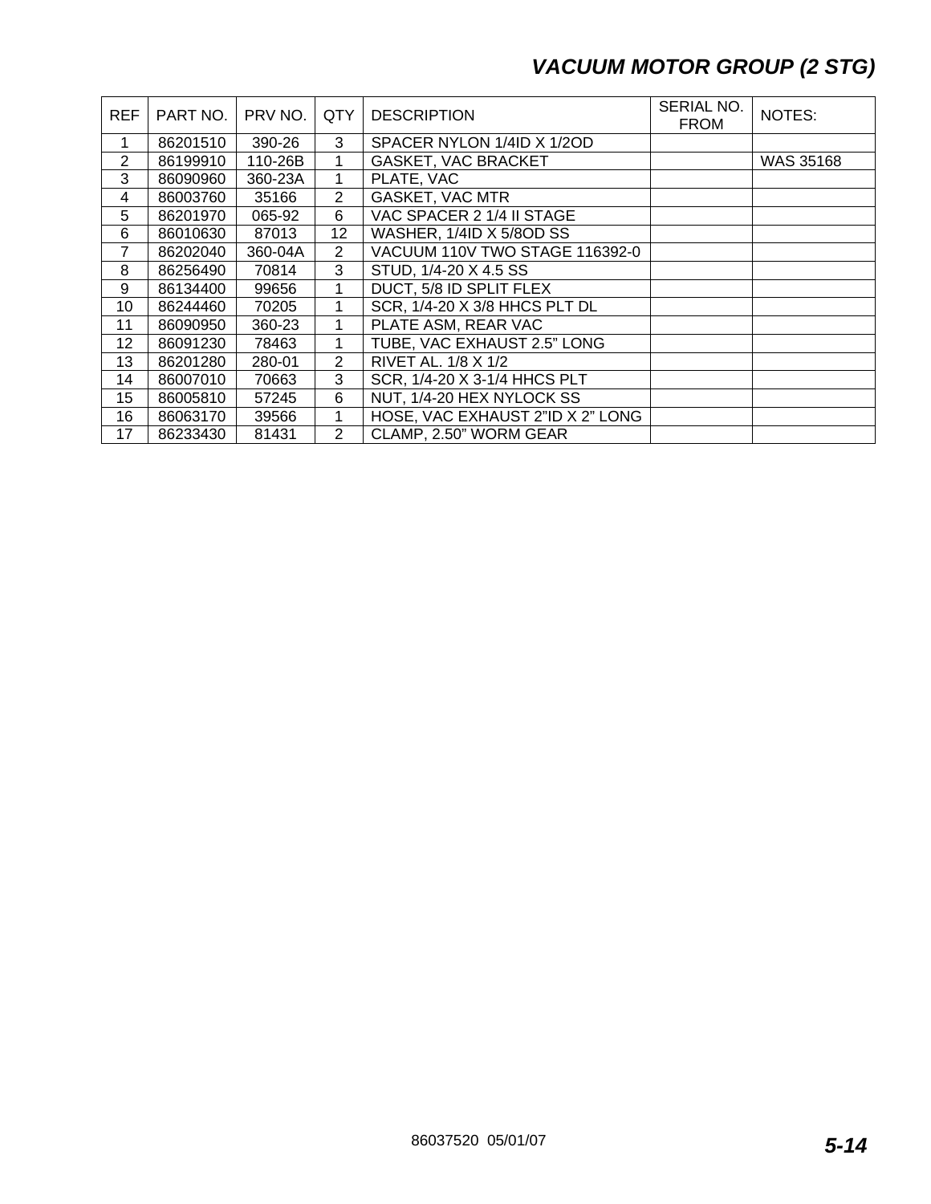## *VACUUM MOTOR GROUP (2 STG)*

| REF | PART NO. | PRV NO. | QTY | DESCRIPTION | SERIAL NO. FROM | NOTES: |
|---|---|---|---|---|---|---|
| 1 | 86201510 | 390-26 | 3 | SPACER NYLON 1/4ID X 1/2OD | | |
| 2 | 86199910 | 110-26B | 1 | GASKET, VAC BRACKET | | WAS 35168 |
| 3 | 86090960 | 360-23A | 1 | PLATE, VAC | | |
| 4 | 86003760 | 35166 | 2 | GASKET, VAC MTR | | |
| 5 | 86201970 | 065-92 | 6 | VAC SPACER 2 1/4 II STAGE | | |
| 6 | 86010630 | 87013 | 12 | WASHER, 1/4ID X 5/8OD SS | | |
| 7 | 86202040 | 360-04A | 2 | VACUUM 110V TWO STAGE 116392-0 | | |
| 8 | 86256490 | 70814 | 3 | STUD, 1/4-20 X 4.5 SS | | |
| 9 | 86134400 | 99656 | 1 | DUCT, 5/8 ID SPLIT FLEX | | |
| 10 | 86244460 | 70205 | 1 | SCR, 1/4-20 X 3/8 HHCS PLT DL | | |
| 11 | 86090950 | 360-23 | 1 | PLATE ASM, REAR VAC | | |
| 12 | 86091230 | 78463 | 1 | TUBE, VAC EXHAUST 2.5" LONG | | |
| 13 | 86201280 | 280-01 | 2 | RIVET AL. 1/8 X 1/2 | | |
| 14 | 86007010 | 70663 | 3 | SCR, 1/4-20 X 3-1/4 HHCS PLT | | |
| 15 | 86005810 | 57245 | 6 | NUT, 1/4-20 HEX NYLOCK SS | | |
| 16 | 86063170 | 39566 | 1 | HOSE, VAC EXHAUST 2"ID X 2" LONG | | |
| 17 | 86233430 | 81431 | 2 | CLAMP, 2.50" WORM GEAR | | |

86037520 05/01/07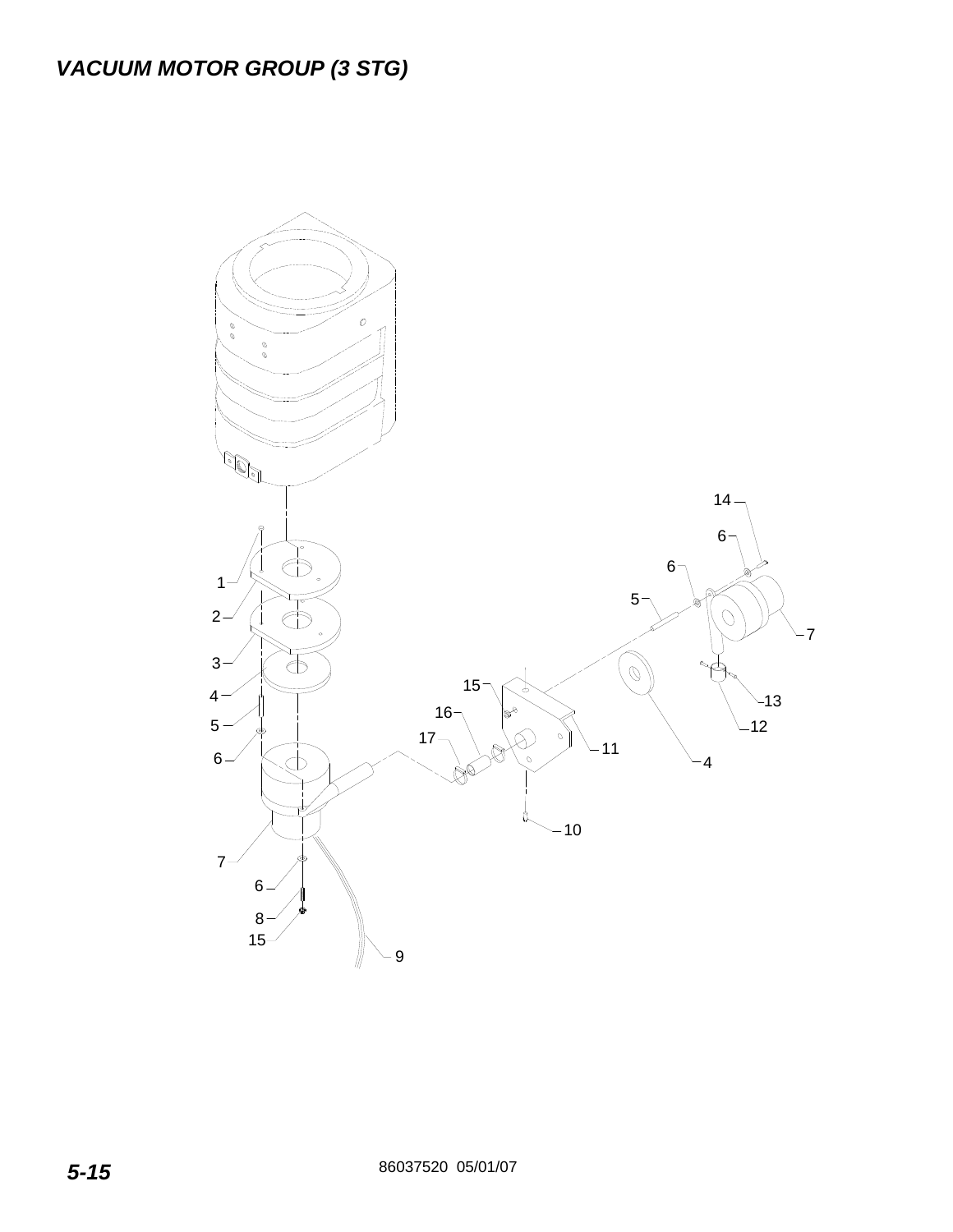## *VACUUM MOTOR GROUP (3 STG)*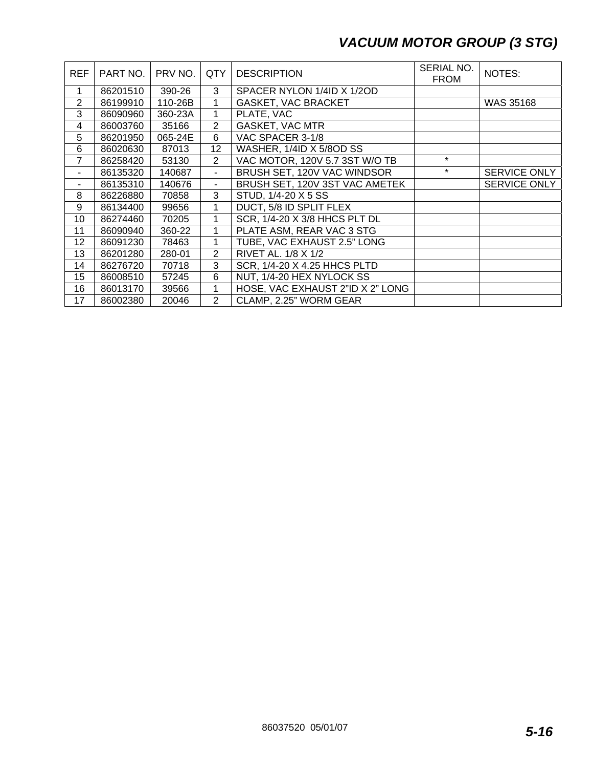## VACUUM MOTOR GROUP (3 STG)

| REF | PART NO. | PRV NO. | QTY | DESCRIPTION | SERIAL NO. FROM | NOTES: |
|---|---|---|---|---|---|---|
| 1 | 86201510 | 390-26 | 3 | SPACER NYLON 1/4ID X 1/2OD | | |
| 2 | 86199910 | 110-26B | 1 | GASKET, VAC BRACKET | | WAS 35168 |
| 3 | 86090960 | 360-23A | 1 | PLATE, VAC | | |
| 4 | 86003760 | 35166 | 2 | GASKET, VAC MTR | | |
| 5 | 86201950 | 065-24E | 6 | VAC SPACER 3-1/8 | | |
| 6 | 86020630 | 87013 | 12 | WASHER, 1/4ID X 5/8OD SS | | |
| 7 | 86258420 | 53130 | 2 | VAC MOTOR, 120V 5.7 3ST W/O TB | * | |
| - | 86135320 | 140687 | - | BRUSH SET, 120V VAC WINDSOR | * | SERVICE ONLY |
| - | 86135310 | 140676 | - | BRUSH SET, 120V 3ST VAC AMETEK | | SERVICE ONLY |
| 8 | 86226880 | 70858 | 3 | STUD, 1/4-20 X 5 SS | | |
| 9 | 86134400 | 99656 | 1 | DUCT, 5/8 ID SPLIT FLEX | | |
| 10 | 86274460 | 70205 | 1 | SCR, 1/4-20 X 3/8 HHCS PLT DL | | |
| 11 | 86090940 | 360-22 | 1 | PLATE ASM, REAR VAC 3 STG | | |
| 12 | 86091230 | 78463 | 1 | TUBE, VAC EXHAUST 2.5" LONG | | |
| 13 | 86201280 | 280-01 | 2 | RIVET AL. 1/8 X 1/2 | | |
| 14 | 86276720 | 70718 | 3 | SCR, 1/4-20 X 4.25 HHCS PLTD | | |
| 15 | 86008510 | 57245 | 6 | NUT, 1/4-20 HEX NYLOCK SS | | |
| 16 | 86013170 | 39566 | 1 | HOSE, VAC EXHAUST 2"ID X 2" LONG | | |
| 17 | 86002380 | 20046 | 2 | CLAMP, 2.25" WORM GEAR | | |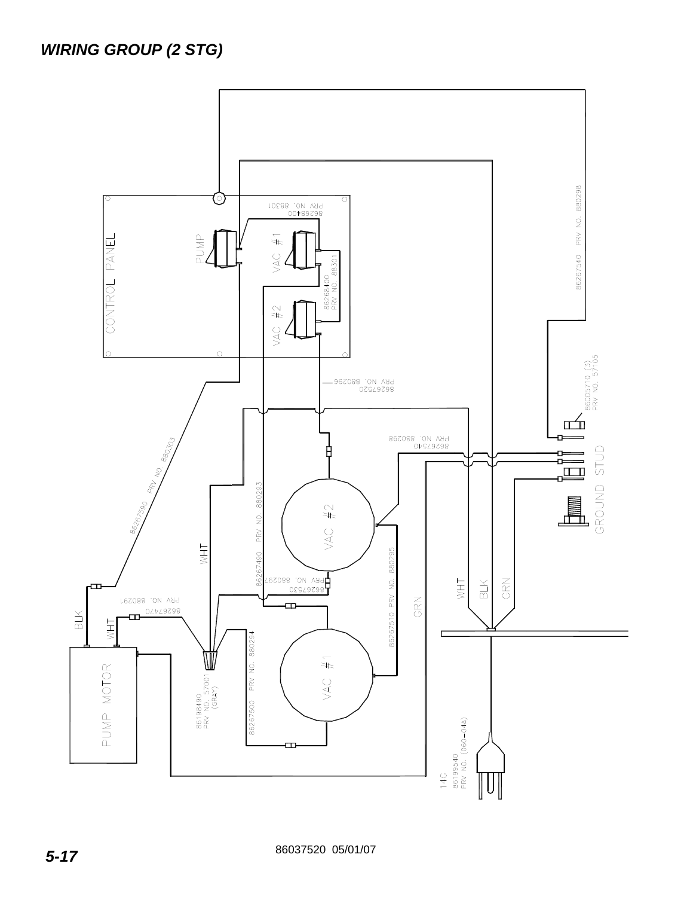# WIRING GROUP (2 STG)

CONTROL PANEL

PUMP

VAC #1

VAC #2

86268400 PRV NO. 88301

86268400 PRV NO. 88301

86267540 PRV NO. 880298

86005710 (3) PRV NO. 57105

86267520 PRV NO. 880296

86267540 PRV NO. 880298

GROUND STUD

86267590 PRV NO. 880303

86267490 PRV NO. 880293

86267530 PRV NO. 880297

86267510 PRV NO. 880295

86267470 PRV NO. 880291

86267500 PRV NO. 880294

86198490 PRV NO. 57001 (GRAY)

WHT

BLK

GRN

PUMP MOTOR

14G 86199540 PRV NO. (060-014)

86037520 05/01/07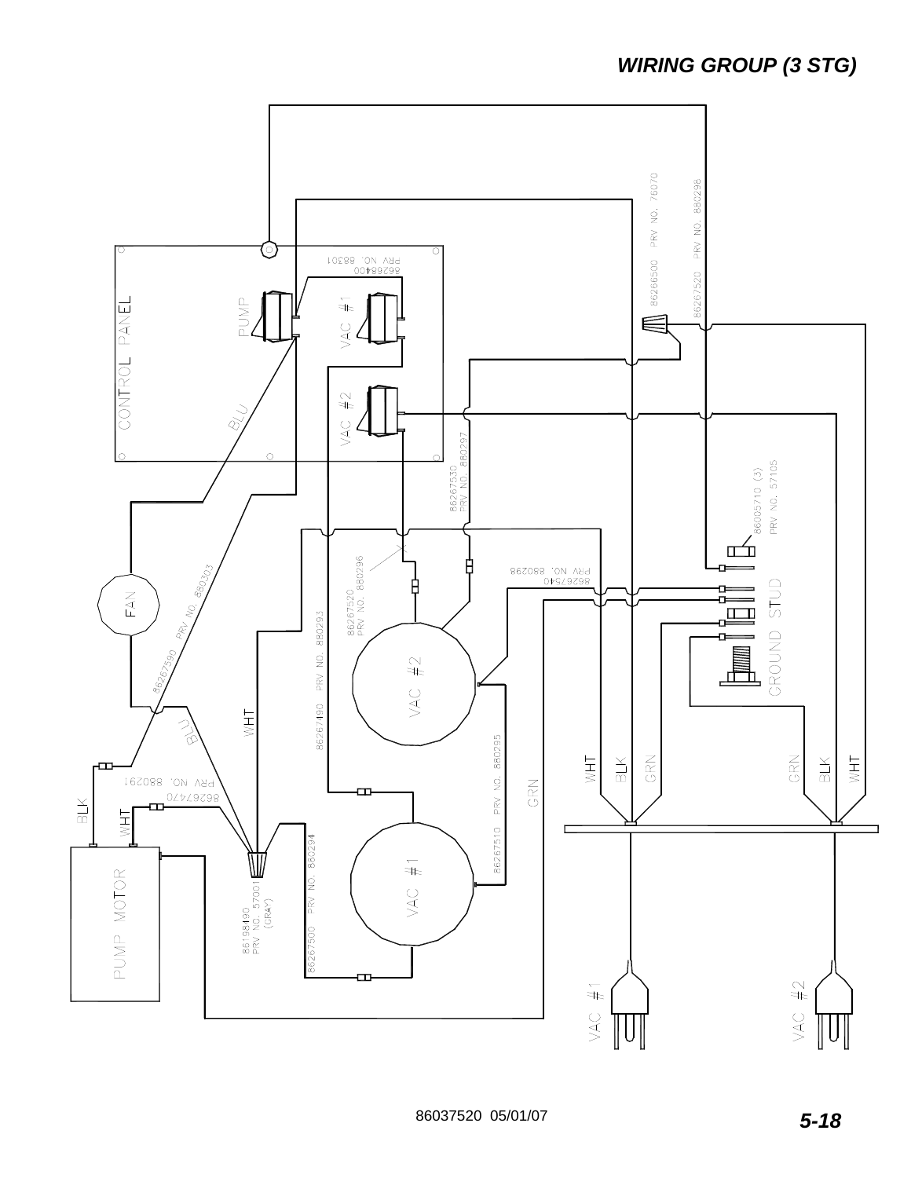## *WIRING GROUP (3 STG)*

CONTROL PANEL

PUMP

VAC #1

VAC #2

86268400 PRV NO. 88301

86266500 PRV NO. 76070

86267520 PRV NO. 880298

86267530 PRV NO. 880297

86005710 (3) PRV NO. 57105

86267540 PRV NO. 880298

86267520 PRV NO. 880296

86267490 PRV NO. 880293

86267590 PRV NO. 880303

86267470 PRV NO. 880291

86198490 PRV NO. 57001 (GRAY)

86267500 PRV NO. 880294

86267510 PRV NO. 880295

FAN

VAC #2

VAC #1

PUMP MOTOR

GROUND STUD

BLU

WHT

BLK

GRN

VAC #1

VAC #2

86037520 05/01/07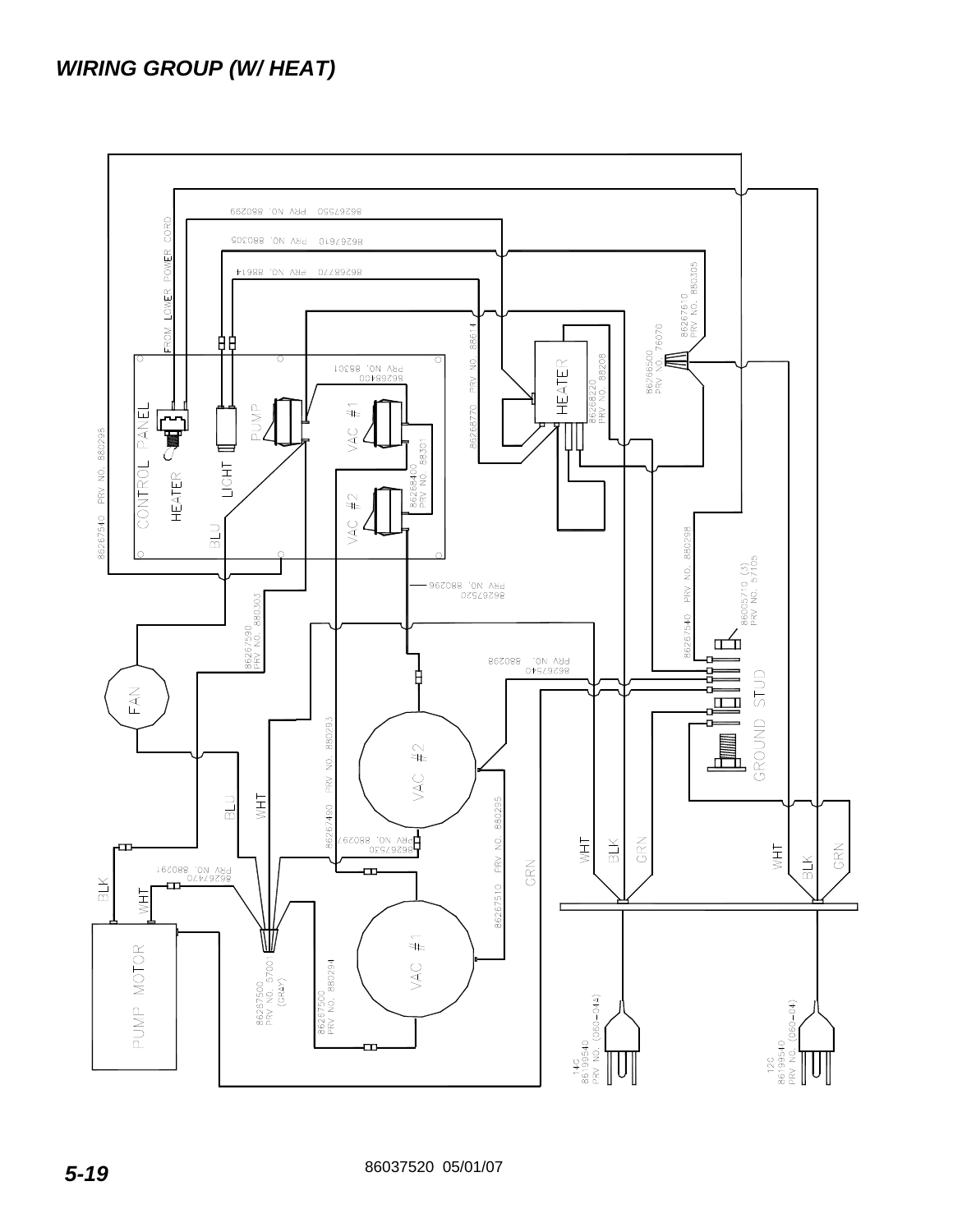# WIRING GROUP (W/ HEAT)

CONTROL PANEL

HEATER

LIGHT

PUMP

VAC #1

VAC #2

BLU

FROM LOWER POWER CORD

86267540 PRV NO. 880298

86267550 PRV NO. 880299

86267610 PRV NO. 880305

86268770 PRV NO. 88614

86268400 PRV NO. 88301

86268770 PRV NO. 88614

HEATER

86268220 PRV NO. 88208

86266500 PRV NO. 76070

86267610 PRV NO. 880305

86268400 PRV NO. 88301

86267520 PRV NO. 880296

86267590 PRV NO. 880303

FAN

86267540 PRV NO. 880298

86005710 (3) PRV NO. 57105

86267540 PRV NO. 880298

GROUND STUD

VAC #2

86267490 PRV NO. 880293

BLU

WHT

86267530 PRV NO. 880297

86267510 PRV NO. 880295

GRN

WHT

BLK

GRN

WHT

BLK

GRN

BLK

WHT

86267470 PRV NO. 880291

PUMP MOTOR

86267500 PRV NO. 57001 (GRAY)

86267500 PRV NO. 880294

VAC #1

14G 86199540 PRV NO. (060-044)

12G 86199540 PRV NO. (060-04)

86037520 05/01/07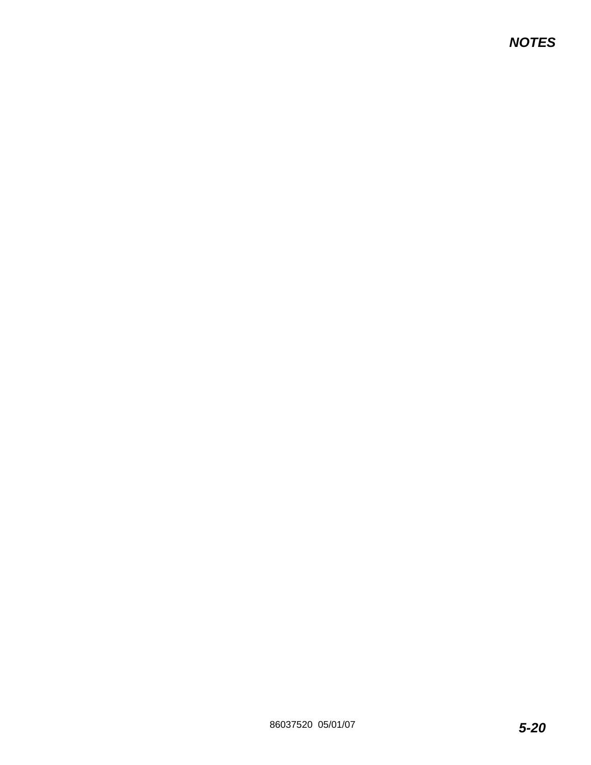# *NOTES*